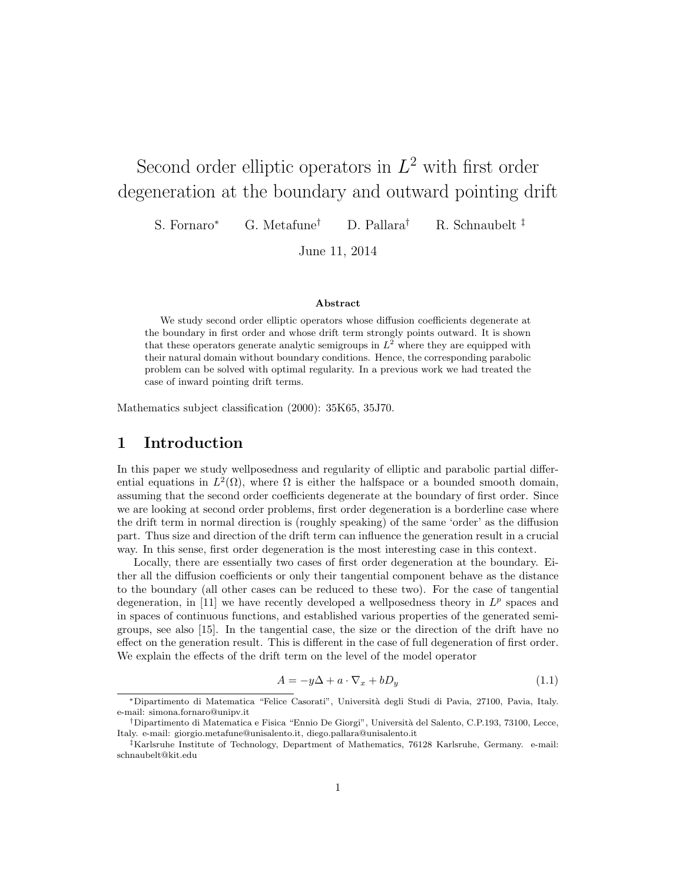# Second order elliptic operators in $L^2$ with first order degeneration at the boundary and outward pointing drift

S. Fornaro[*] G. Metafune[†] D. Pallara[†] R. Schnaubelt[‡]

June 11, 2014

**Abstract**

We study second order elliptic operators whose diffusion coefficients degenerate at the boundary in first order and whose drift term strongly points outward. It is shown that these operators generate analytic semigroups in $L^2$ where they are equipped with their natural domain without boundary conditions. Hence, the corresponding parabolic problem can be solved with optimal regularity. In a previous work we had treated the case of inward pointing drift terms.

Mathematics subject classification (2000): 35K65, 35J70.

## 1 Introduction

In this paper we study wellposedness and regularity of elliptic and parabolic partial differential equations in $L^2(\Omega)$, where $\Omega$ is either the halfspace or a bounded smooth domain, assuming that the second order coefficients degenerate at the boundary of first order. Since we are looking at second order problems, first order degeneration is a borderline case where the drift term in normal direction is (roughly speaking) of the same 'order' as the diffusion part. Thus size and direction of the drift term can influence the generation result in a crucial way. In this sense, first order degeneration is the most interesting case in this context.

Locally, there are essentially two cases of first order degeneration at the boundary. Either all the diffusion coefficients or only their tangential component behave as the distance to the boundary (all other cases can be reduced to these two). For the case of tangential degeneration, in [11] we have recently developed a wellposedness theory in $L^p$ spaces and in spaces of continuous functions, and established various properties of the generated semigroups, see also [15]. In the tangential case, the size or the direction of the drift have no effect on the generation result. This is different in the case of full degeneration of first order. We explain the effects of the drift term on the level of the model operator

$$A = -y\Delta + a \cdot \nabla_x + bD_y \tag{1.1}$$

---

[*] Dipartimento di Matematica "Felice Casorati", Università degli Studi di Pavia, 27100, Pavia, Italy. e-mail: simona.fornaro@unipv.it

[†] Dipartimento di Matematica e Fisica "Ennio De Giorgi", Università del Salento, C.P.193, 73100, Lecce, Italy. e-mail: giorgio.metafune@unisalento.it, diego.pallara@unisalento.it

[‡] Karlsruhe Institute of Technology, Department of Mathematics, 76128 Karlsruhe, Germany. e-mail: schnaubelt@kit.edu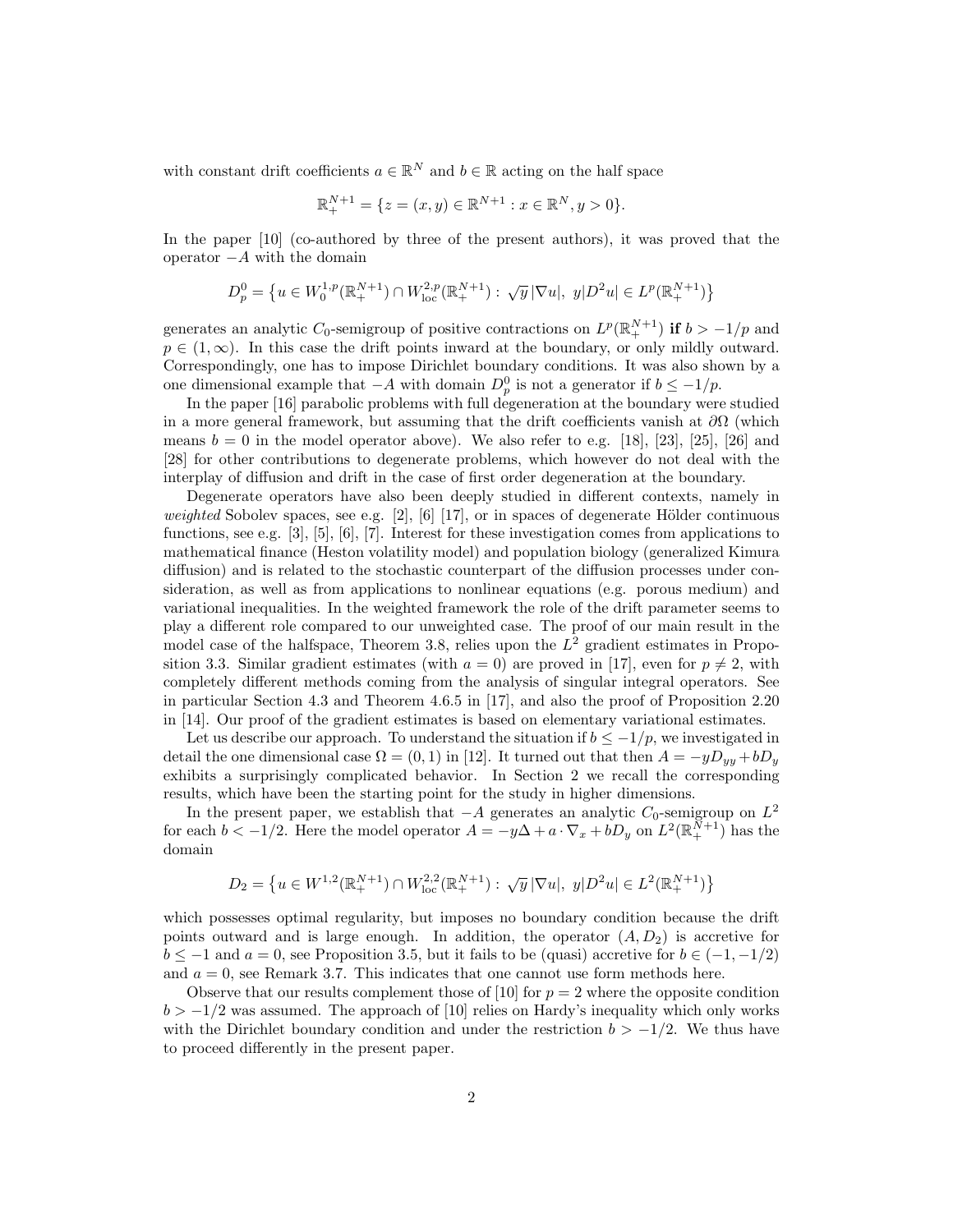with constant drift coefficients $a \in \mathbb{R}^N$ and $b \in \mathbb{R}$ acting on the half space

$$\mathbb{R}^{N+1}_+ = \{z = (x, y) \in \mathbb{R}^{N+1} : x \in \mathbb{R}^N, y > 0\}.$$

In the paper [10] (co-authored by three of the present authors), it was proved that the operator $-A$ with the domain

$$D_p^0 = \{u \in W_0^{1,p}(\mathbb{R}^{N+1}_+) \cap W^{2,p}_{\mathrm{loc}}(\mathbb{R}^{N+1}_+) : \sqrt{y}\,|\nabla u|,\ y|D^2 u| \in L^p(\mathbb{R}^{N+1}_+)\}$$

generates an analytic $C_0$-semigroup of positive contractions on $L^p(\mathbb{R}^{N+1}_+)$ **if** $b > -1/p$ and $p \in (1, \infty)$. In this case the drift points inward at the boundary, or only mildly outward. Correspondingly, one has to impose Dirichlet boundary conditions. It was also shown by a one dimensional example that $-A$ with domain $D_p^0$ is not a generator if $b \le -1/p$.

In the paper [16] parabolic problems with full degeneration at the boundary were studied in a more general framework, but assuming that the drift coefficients vanish at $\partial\Omega$ (which means $b = 0$ in the model operator above). We also refer to e.g. [18], [23], [25], [26] and [28] for other contributions to degenerate problems, which however do not deal with the interplay of diffusion and drift in the case of first order degeneration at the boundary.

Degenerate operators have also been deeply studied in different contexts, namely in *weighted* Sobolev spaces, see e.g. [2], [6] [17], or in spaces of degenerate Hölder continuous functions, see e.g. [3], [5], [6], [7]. Interest for these investigation comes from applications to mathematical finance (Heston volatility model) and population biology (generalized Kimura diffusion) and is related to the stochastic counterpart of the diffusion processes under consideration, as well as from applications to nonlinear equations (e.g. porous medium) and variational inequalities. In the weighted framework the role of the drift parameter seems to play a different role compared to our unweighted case. The proof of our main result in the model case of the halfspace, Theorem 3.8, relies upon the $L^2$ gradient estimates in Proposition 3.3. Similar gradient estimates (with $a = 0$) are proved in [17], even for $p \neq 2$, with completely different methods coming from the analysis of singular integral operators. See in particular Section 4.3 and Theorem 4.6.5 in [17], and also the proof of Proposition 2.20 in [14]. Our proof of the gradient estimates is based on elementary variational estimates.

Let us describe our approach. To understand the situation if $b \le -1/p$, we investigated in detail the one dimensional case $\Omega = (0, 1)$ in [12]. It turned out that then $A = -yD_{yy} + bD_y$ exhibits a surprisingly complicated behavior. In Section 2 we recall the corresponding results, which have been the starting point for the study in higher dimensions.

In the present paper, we establish that $-A$ generates an analytic $C_0$-semigroup on $L^2$ for each $b < -1/2$. Here the model operator $A = -y\Delta + a \cdot \nabla_x + bD_y$ on $L^2(\mathbb{R}^{N+1}_+)$ has the domain

$$D_2 = \{u \in W^{1,2}(\mathbb{R}^{N+1}_+) \cap W^{2,2}_{\mathrm{loc}}(\mathbb{R}^{N+1}_+) : \sqrt{y}\,|\nabla u|,\ y|D^2 u| \in L^2(\mathbb{R}^{N+1}_+)\}$$

which possesses optimal regularity, but imposes no boundary condition because the drift points outward and is large enough. In addition, the operator $(A, D_2)$ is accretive for $b \le -1$ and $a = 0$, see Proposition 3.5, but it fails to be (quasi) accretive for $b \in (-1, -1/2)$ and $a = 0$, see Remark 3.7. This indicates that one cannot use form methods here.

Observe that our results complement those of [10] for $p = 2$ where the opposite condition $b > -1/2$ was assumed. The approach of [10] relies on Hardy's inequality which only works with the Dirichlet boundary condition and under the restriction $b > -1/2$. We thus have to proceed differently in the present paper.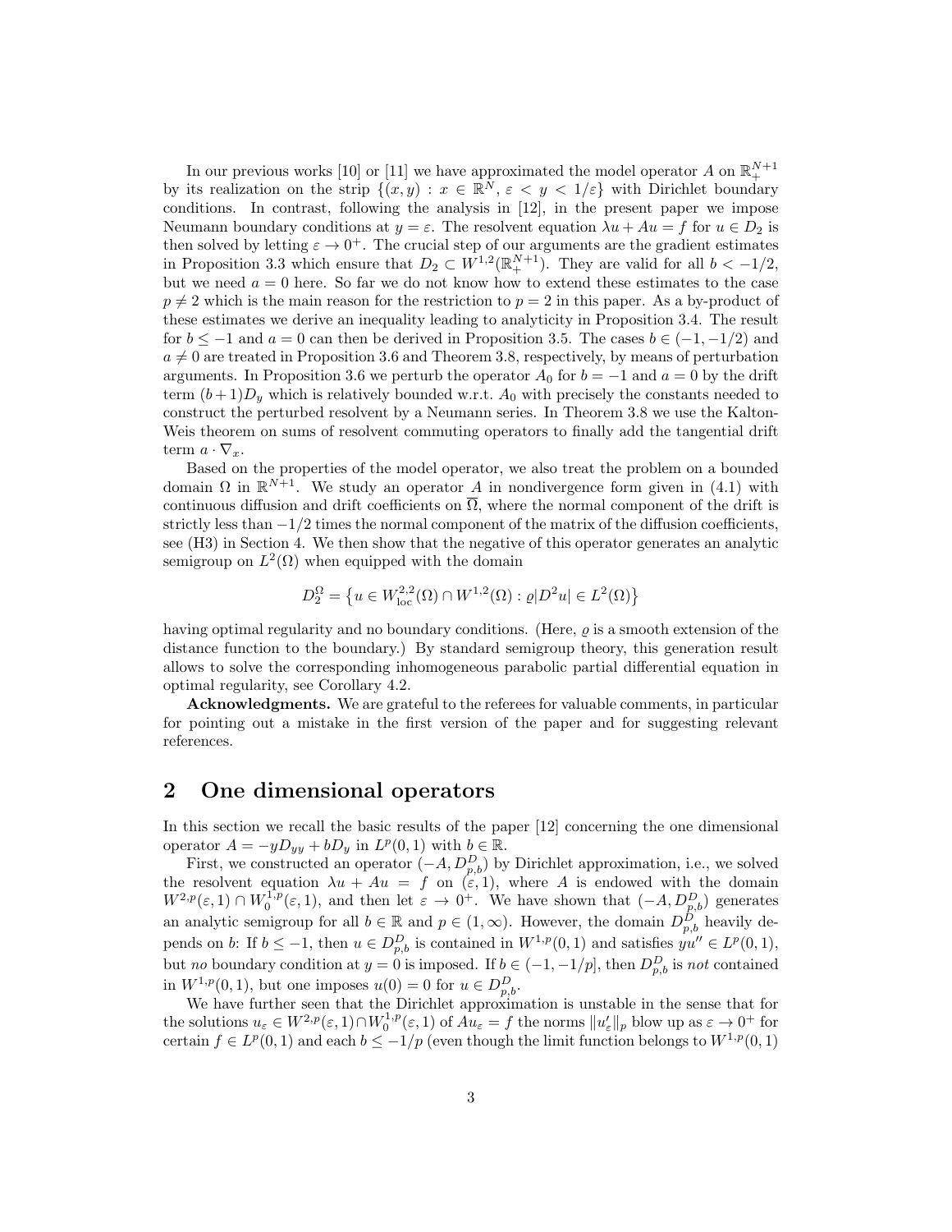In our previous works [10] or [11] we have approximated the model operator $A$ on $\mathbb{R}^{N+1}_+$ by its realization on the strip $\{(x,y) : x \in \mathbb{R}^N, \varepsilon < y < 1/\varepsilon\}$ with Dirichlet boundary conditions. In contrast, following the analysis in [12], in the present paper we impose Neumann boundary conditions at $y = \varepsilon$. The resolvent equation $\lambda u + Au = f$ for $u \in D_2$ is then solved by letting $\varepsilon \to 0^+$. The crucial step of our arguments are the gradient estimates in Proposition 3.3 which ensure that $D_2 \subset W^{1,2}(\mathbb{R}^{N+1}_+)$. They are valid for all $b < -1/2$, but we need $a = 0$ here. So far we do not know how to extend these estimates to the case $p \neq 2$ which is the main reason for the restriction to $p = 2$ in this paper. As a by-product of these estimates we derive an inequality leading to analyticity in Proposition 3.4. The result for $b \leq -1$ and $a = 0$ can then be derived in Proposition 3.5. The cases $b \in (-1, -1/2)$ and $a \neq 0$ are treated in Proposition 3.6 and Theorem 3.8, respectively, by means of perturbation arguments. In Proposition 3.6 we perturb the operator $A_0$ for $b = -1$ and $a = 0$ by the drift term $(b+1)D_y$ which is relatively bounded w.r.t. $A_0$ with precisely the constants needed to construct the perturbed resolvent by a Neumann series. In Theorem 3.8 we use the Kalton-Weis theorem on sums of resolvent commuting operators to finally add the tangential drift term $a \cdot \nabla_x$.

Based on the properties of the model operator, we also treat the problem on a bounded domain $\Omega$ in $\mathbb{R}^{N+1}$. We study an operator $A$ in nondivergence form given in (4.1) with continuous diffusion and drift coefficients on $\overline{\Omega}$, where the normal component of the drift is strictly less than $-1/2$ times the normal component of the matrix of the diffusion coefficients, see (H3) in Section 4. We then show that the negative of this operator generates an analytic semigroup on $L^2(\Omega)$ when equipped with the domain

$$D_2^\Omega = \left\{u \in W^{2,2}_{\mathrm{loc}}(\Omega) \cap W^{1,2}(\Omega) : \varrho |D^2 u| \in L^2(\Omega)\right\}$$

having optimal regularity and no boundary conditions. (Here, $\varrho$ is a smooth extension of the distance function to the boundary.) By standard semigroup theory, this generation result allows to solve the corresponding inhomogeneous parabolic partial differential equation in optimal regularity, see Corollary 4.2.

**Acknowledgments.** We are grateful to the referees for valuable comments, in particular for pointing out a mistake in the first version of the paper and for suggesting relevant references.

## 2 One dimensional operators

In this section we recall the basic results of the paper [12] concerning the one dimensional operator $A = -yD_{yy} + bD_y$ in $L^p(0,1)$ with $b \in \mathbb{R}$.

First, we constructed an operator $(-A, D^D_{p,b})$ by Dirichlet approximation, i.e., we solved the resolvent equation $\lambda u + Au = f$ on $(\varepsilon, 1)$, where $A$ is endowed with the domain $W^{2,p}(\varepsilon,1) \cap W^{1,p}_0(\varepsilon,1)$, and then let $\varepsilon \to 0^+$. We have shown that $(-A, D^D_{p,b})$ generates an analytic semigroup for all $b \in \mathbb{R}$ and $p \in (1,\infty)$. However, the domain $D^D_{p,b}$ heavily depends on $b$: If $b \leq -1$, then $u \in D^D_{p,b}$ is contained in $W^{1,p}(0,1)$ and satisfies $yu'' \in L^p(0,1)$, but *no* boundary condition at $y = 0$ is imposed. If $b \in (-1, -1/p]$, then $D^D_{p,b}$ is *not* contained in $W^{1,p}(0,1)$, but one imposes $u(0) = 0$ for $u \in D^D_{p,b}$.

We have further seen that the Dirichlet approximation is unstable in the sense that for the solutions $u_\varepsilon \in W^{2,p}(\varepsilon,1) \cap W^{1,p}_0(\varepsilon,1)$ of $Au_\varepsilon = f$ the norms $\|u'_\varepsilon\|_p$ blow up as $\varepsilon \to 0^+$ for certain $f \in L^p(0,1)$ and each $b \leq -1/p$ (even though the limit function belongs to $W^{1,p}(0,1)$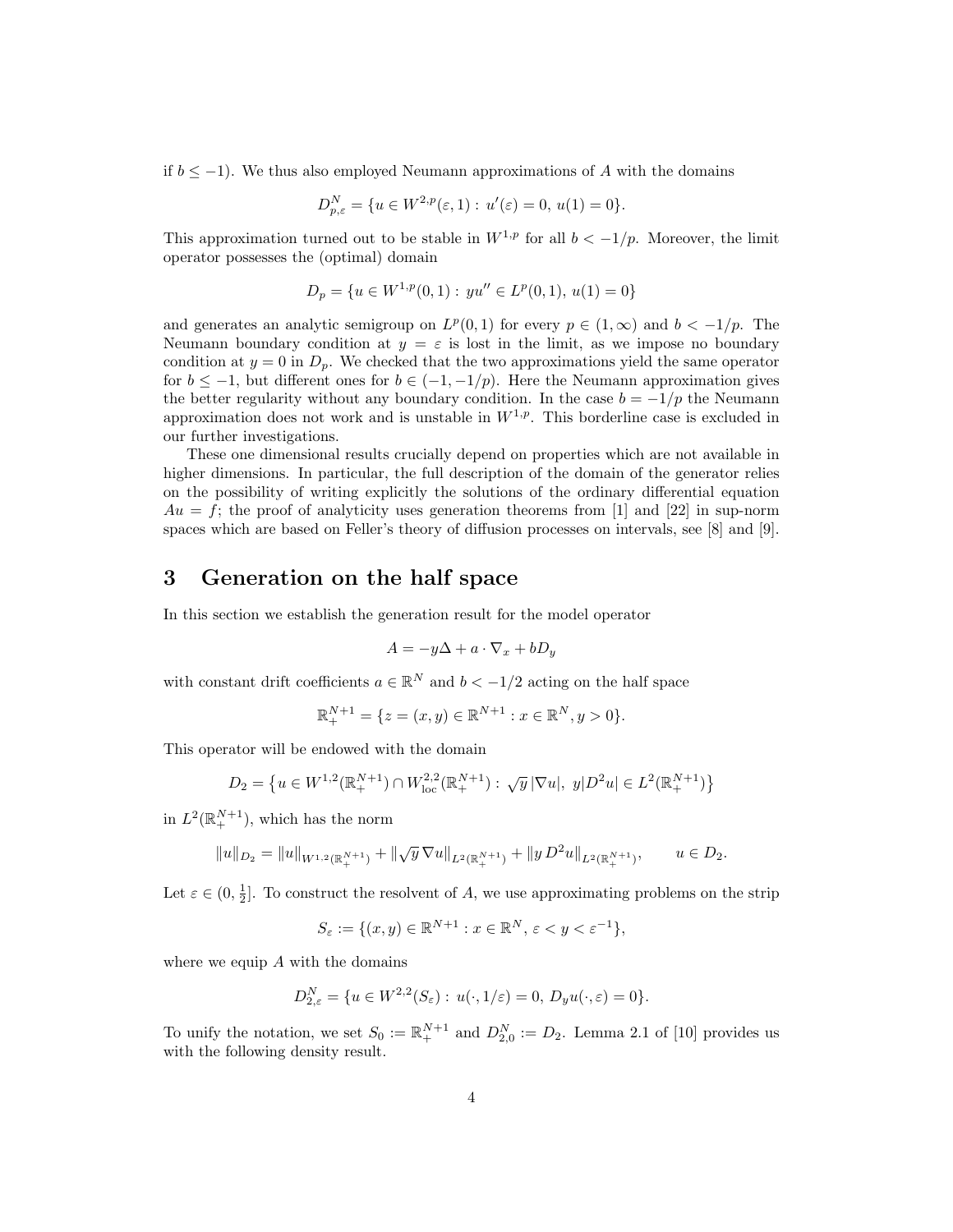if $b \le -1$). We thus also employed Neumann approximations of $A$ with the domains

$$D^N_{p,\varepsilon} = \{u \in W^{2,p}(\varepsilon, 1) : u'(\varepsilon) = 0,\, u(1) = 0\}.$$

This approximation turned out to be stable in $W^{1,p}$ for all $b < -1/p$. Moreover, the limit operator possesses the (optimal) domain

$$D_p = \{u \in W^{1,p}(0,1) : yu'' \in L^p(0,1),\, u(1) = 0\}$$

and generates an analytic semigroup on $L^p(0,1)$ for every $p \in (1,\infty)$ and $b < -1/p$. The Neumann boundary condition at $y = \varepsilon$ is lost in the limit, as we impose no boundary condition at $y = 0$ in $D_p$. We checked that the two approximations yield the same operator for $b \le -1$, but different ones for $b \in (-1, -1/p)$. Here the Neumann approximation gives the better regularity without any boundary condition. In the case $b = -1/p$ the Neumann approximation does not work and is unstable in $W^{1,p}$. This borderline case is excluded in our further investigations.

These one dimensional results crucially depend on properties which are not available in higher dimensions. In particular, the full description of the domain of the generator relies on the possibility of writing explicitly the solutions of the ordinary differential equation $Au = f$; the proof of analyticity uses generation theorems from [1] and [22] in sup-norm spaces which are based on Feller's theory of diffusion processes on intervals, see [8] and [9].

# 3 Generation on the half space

In this section we establish the generation result for the model operator

$$A = -y\Delta + a \cdot \nabla_x + bD_y$$

with constant drift coefficients $a \in \mathbb{R}^N$ and $b < -1/2$ acting on the half space

$$\mathbb{R}^{N+1}_+ = \{z = (x,y) \in \mathbb{R}^{N+1} : x \in \mathbb{R}^N, y > 0\}.$$

This operator will be endowed with the domain

$$D_2 = \big\{u \in W^{1,2}(\mathbb{R}^{N+1}_+) \cap W^{2,2}_{\mathrm{loc}}(\mathbb{R}^{N+1}_+) : \sqrt{y}\,|\nabla u|,\ y|D^2 u| \in L^2(\mathbb{R}^{N+1}_+)\big\}$$

in $L^2(\mathbb{R}^{N+1}_+)$, which has the norm

$$\|u\|_{D_2} = \|u\|_{W^{1,2}(\mathbb{R}^{N+1}_+)} + \|\sqrt{y}\,\nabla u\|_{L^2(\mathbb{R}^{N+1}_+)} + \|y\, D^2 u\|_{L^2(\mathbb{R}^{N+1}_+)}, \qquad u \in D_2.$$

Let $\varepsilon \in (0, \frac{1}{2}]$. To construct the resolvent of $A$, we use approximating problems on the strip

$$S_\varepsilon := \{(x,y) \in \mathbb{R}^{N+1} : x \in \mathbb{R}^N,\, \varepsilon < y < \varepsilon^{-1}\},$$

where we equip $A$ with the domains

$$D^N_{2,\varepsilon} = \{u \in W^{2,2}(S_\varepsilon) : u(\cdot, 1/\varepsilon) = 0,\, D_y u(\cdot, \varepsilon) = 0\}.$$

To unify the notation, we set $S_0 := \mathbb{R}^{N+1}_+$ and $D^N_{2,0} := D_2$. Lemma 2.1 of [10] provides us with the following density result.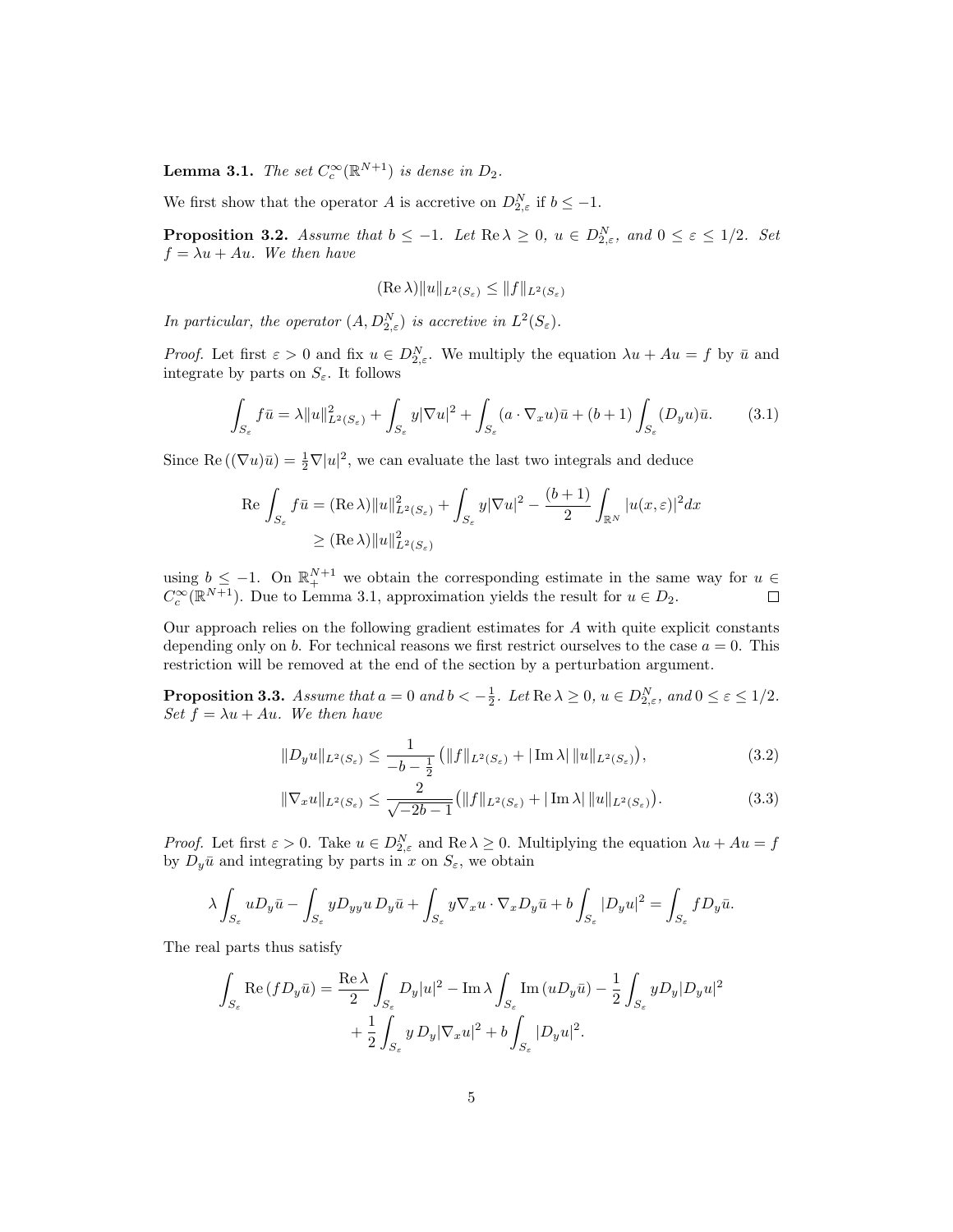**Lemma 3.1.** *The set $C_c^\infty(\mathbb{R}^{N+1})$ is dense in $D_2$.*

We first show that the operator $A$ is accretive on $D_{2,\varepsilon}^N$ if $b \le -1$.

**Proposition 3.2.** *Assume that $b \le -1$. Let $\operatorname{Re}\lambda \ge 0$, $u \in D_{2,\varepsilon}^N$, and $0 \le \varepsilon \le 1/2$. Set $f = \lambda u + Au$. We then have*

$$(\operatorname{Re}\lambda)\|u\|_{L^2(S_\varepsilon)} \le \|f\|_{L^2(S_\varepsilon)}$$

*In particular, the operator $(A, D_{2,\varepsilon}^N)$ is accretive in $L^2(S_\varepsilon)$.*

*Proof.* Let first $\varepsilon > 0$ and fix $u \in D_{2,\varepsilon}^N$. We multiply the equation $\lambda u + Au = f$ by $\bar{u}$ and integrate by parts on $S_\varepsilon$. It follows

$$\int_{S_\varepsilon} f\bar{u} = \lambda\|u\|_{L^2(S_\varepsilon)}^2 + \int_{S_\varepsilon} y|\nabla u|^2 + \int_{S_\varepsilon}(a\cdot\nabla_x u)\bar{u} + (b+1)\int_{S_\varepsilon}(D_y u)\bar{u}. \tag{3.1}$$

Since $\operatorname{Re}((\nabla u)\bar{u}) = \frac{1}{2}\nabla|u|^2$, we can evaluate the last two integrals and deduce

$$\begin{aligned}\operatorname{Re}\int_{S_\varepsilon} f\bar{u} &= (\operatorname{Re}\lambda)\|u\|_{L^2(S_\varepsilon)}^2 + \int_{S_\varepsilon} y|\nabla u|^2 - \frac{(b+1)}{2}\int_{\mathbb{R}^N}|u(x,\varepsilon)|^2dx \\ &\ge (\operatorname{Re}\lambda)\|u\|_{L^2(S_\varepsilon)}^2\end{aligned}$$

using $b \le -1$. On $\mathbb{R}_+^{N+1}$ we obtain the corresponding estimate in the same way for $u \in C_c^\infty(\mathbb{R}^{N+1})$. Due to Lemma 3.1, approximation yields the result for $u \in D_2$. ☐

Our approach relies on the following gradient estimates for $A$ with quite explicit constants depending only on $b$. For technical reasons we first restrict ourselves to the case $a = 0$. This restriction will be removed at the end of the section by a perturbation argument.

**Proposition 3.3.** *Assume that $a = 0$ and $b < -\frac{1}{2}$. Let $\operatorname{Re}\lambda \ge 0$, $u \in D_{2,\varepsilon}^N$, and $0 \le \varepsilon \le 1/2$. Set $f = \lambda u + Au$. We then have*

$$\|D_y u\|_{L^2(S_\varepsilon)} \le \frac{1}{-b-\frac{1}{2}}\left(\|f\|_{L^2(S_\varepsilon)} + |\operatorname{Im}\lambda|\,\|u\|_{L^2(S_\varepsilon)}\right), \tag{3.2}$$

$$\|\nabla_x u\|_{L^2(S_\varepsilon)} \le \frac{2}{\sqrt{-2b-1}}\left(\|f\|_{L^2(S_\varepsilon)} + |\operatorname{Im}\lambda|\,\|u\|_{L^2(S_\varepsilon)}\right). \tag{3.3}$$

*Proof.* Let first $\varepsilon > 0$. Take $u \in D_{2,\varepsilon}^N$ and $\operatorname{Re}\lambda \ge 0$. Multiplying the equation $\lambda u + Au = f$ by $D_y\bar{u}$ and integrating by parts in $x$ on $S_\varepsilon$, we obtain

$$\lambda\int_{S_\varepsilon} uD_y\bar{u} - \int_{S_\varepsilon} yD_{yy}u\,D_y\bar{u} + \int_{S_\varepsilon} y\nabla_x u\cdot\nabla_x D_y\bar{u} + b\int_{S_\varepsilon}|D_y u|^2 = \int_{S_\varepsilon} fD_y\bar{u}.$$

The real parts thus satisfy

$$\begin{aligned}\int_{S_\varepsilon}\operatorname{Re}(fD_y\bar{u}) = \frac{\operatorname{Re}\lambda}{2}\int_{S_\varepsilon} D_y|u|^2 - \operatorname{Im}\lambda\int_{S_\varepsilon}\operatorname{Im}(uD_y\bar{u}) - \frac{1}{2}\int_{S_\varepsilon} yD_y|D_y u|^2 \\ + \frac{1}{2}\int_{S_\varepsilon} y\,D_y|\nabla_x u|^2 + b\int_{S_\varepsilon}|D_y u|^2.\end{aligned}$$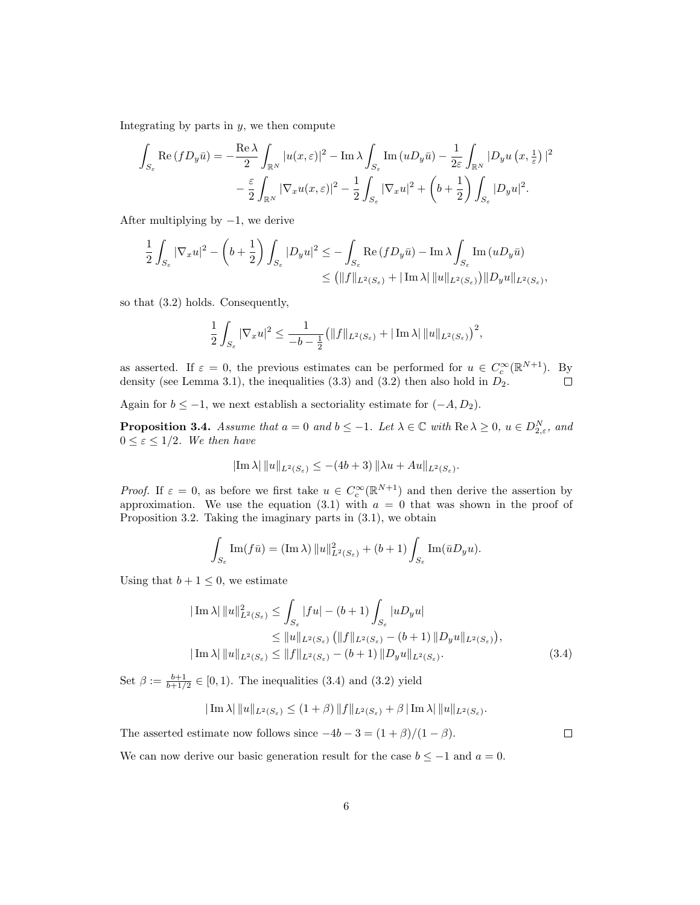Integrating by parts in $y$, we then compute

$$\int_{S_\varepsilon} \operatorname{Re}(f D_y \bar{u}) = -\frac{\operatorname{Re}\lambda}{2} \int_{\mathbb{R}^N} |u(x,\varepsilon)|^2 - \operatorname{Im}\lambda \int_{S_\varepsilon} \operatorname{Im}(u D_y \bar{u}) - \frac{1}{2\varepsilon} \int_{\mathbb{R}^N} |D_y u\left(x, \tfrac{1}{\varepsilon}\right)|^2$$
$$- \frac{\varepsilon}{2} \int_{\mathbb{R}^N} |\nabla_x u(x,\varepsilon)|^2 - \frac{1}{2} \int_{S_\varepsilon} |\nabla_x u|^2 + \left(b + \frac{1}{2}\right) \int_{S_\varepsilon} |D_y u|^2.$$

After multiplying by $-1$, we derive

$$\frac{1}{2} \int_{S_\varepsilon} |\nabla_x u|^2 - \left(b + \frac{1}{2}\right) \int_{S_\varepsilon} |D_y u|^2 \le - \int_{S_\varepsilon} \operatorname{Re}(f D_y \bar{u}) - \operatorname{Im}\lambda \int_{S_\varepsilon} \operatorname{Im}(u D_y \bar{u})$$
$$\le \big(\|f\|_{L^2(S_\varepsilon)} + |\operatorname{Im}\lambda|\, \|u\|_{L^2(S_\varepsilon)}\big) \|D_y u\|_{L^2(S_\varepsilon)},$$

so that (3.2) holds. Consequently,

$$\frac{1}{2} \int_{S_\varepsilon} |\nabla_x u|^2 \le \frac{1}{-b - \frac{1}{2}} \big(\|f\|_{L^2(S_\varepsilon)} + |\operatorname{Im}\lambda|\, \|u\|_{L^2(S_\varepsilon)}\big)^2,$$

as asserted. If $\varepsilon = 0$, the previous estimates can be performed for $u \in C_c^\infty(\mathbb{R}^{N+1})$. By density (see Lemma 3.1), the inequalities (3.3) and (3.2) then also hold in $D_2$. $\square$

Again for $b \le -1$, we next establish a sectoriality estimate for $(-A, D_2)$.

**Proposition 3.4.** *Assume that $a = 0$ and $b \le -1$. Let $\lambda \in \mathbb{C}$ with $\operatorname{Re}\lambda \ge 0$, $u \in D_{2,\varepsilon}^N$, and $0 \le \varepsilon \le 1/2$. We then have*

$$|\operatorname{Im}\lambda|\, \|u\|_{L^2(S_\varepsilon)} \le -(4b + 3)\, \|\lambda u + Au\|_{L^2(S_\varepsilon)}.$$

*Proof.* If $\varepsilon = 0$, as before we first take $u \in C_c^\infty(\mathbb{R}^{N+1})$ and then derive the assertion by approximation. We use the equation (3.1) with $a = 0$ that was shown in the proof of Proposition 3.2. Taking the imaginary parts in (3.1), we obtain

$$\int_{S_\varepsilon} \operatorname{Im}(f\bar{u}) = (\operatorname{Im}\lambda)\, \|u\|_{L^2(S_\varepsilon)}^2 + (b+1) \int_{S_\varepsilon} \operatorname{Im}(\bar{u} D_y u).$$

Using that $b + 1 \le 0$, we estimate

$$\begin{aligned}
|\operatorname{Im}\lambda|\, \|u\|_{L^2(S_\varepsilon)}^2 &\le \int_{S_\varepsilon} |fu| - (b+1) \int_{S_\varepsilon} |u D_y u| \\
&\le \|u\|_{L^2(S_\varepsilon)} \big(\|f\|_{L^2(S_\varepsilon)} - (b+1)\, \|D_y u\|_{L^2(S_\varepsilon)}\big), \\
|\operatorname{Im}\lambda|\, \|u\|_{L^2(S_\varepsilon)} &\le \|f\|_{L^2(S_\varepsilon)} - (b+1)\, \|D_y u\|_{L^2(S_\varepsilon)}.
\end{aligned} \tag{3.4}$$

Set $\beta := \frac{b+1}{b+1/2} \in [0,1)$. The inequalities (3.4) and (3.2) yield

$$|\operatorname{Im}\lambda|\, \|u\|_{L^2(S_\varepsilon)} \le (1+\beta)\, \|f\|_{L^2(S_\varepsilon)} + \beta\, |\operatorname{Im}\lambda|\, \|u\|_{L^2(S_\varepsilon)}.$$

The asserted estimate now follows since $-4b - 3 = (1+\beta)/(1-\beta)$. $\square$

We can now derive our basic generation result for the case $b \le -1$ and $a = 0$.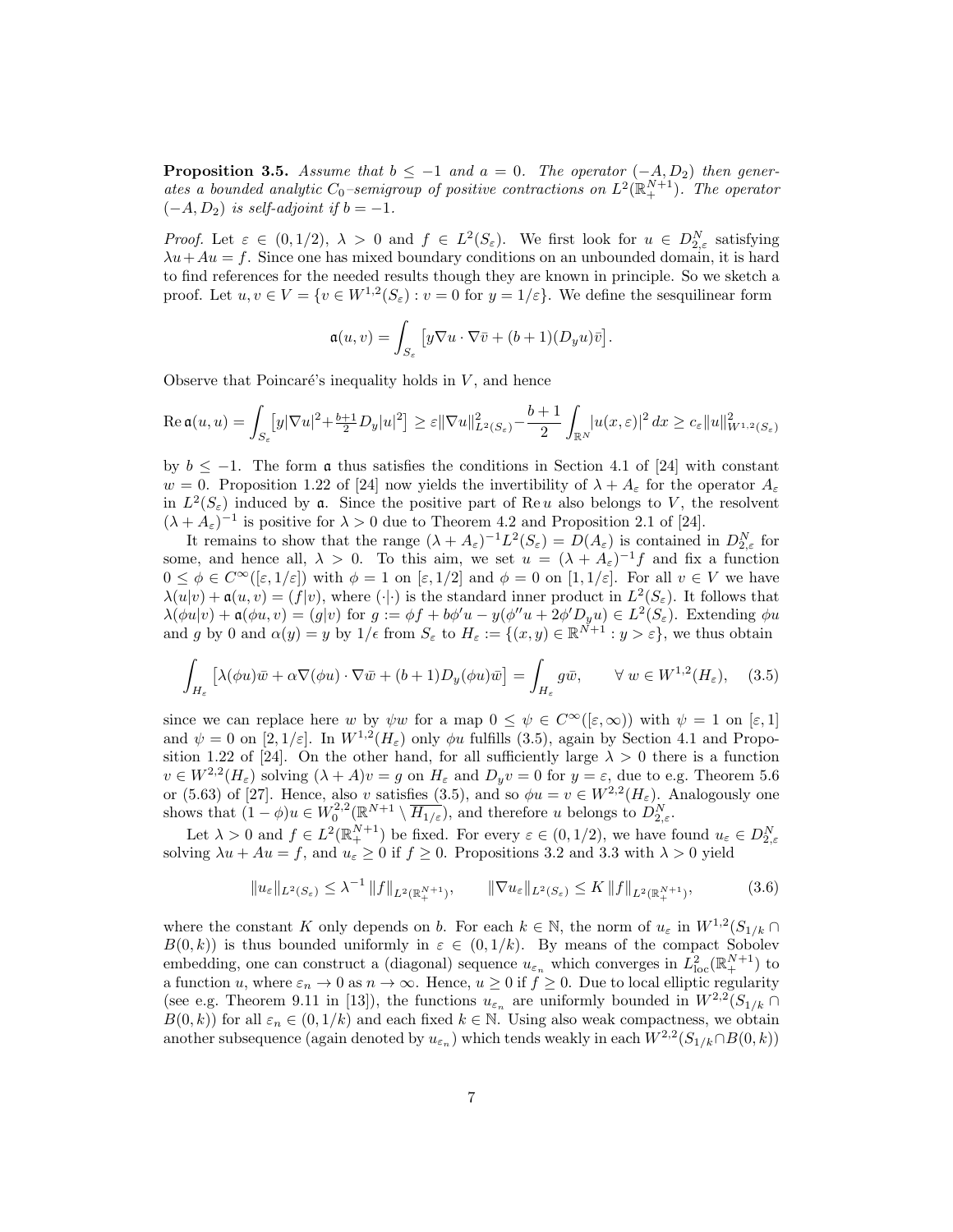**Proposition 3.5.** *Assume that $b \le -1$ and $a = 0$. The operator $(-A, D_2)$ then generates a bounded analytic $C_0$–semigroup of positive contractions on $L^2(\mathbb{R}^{N+1}_+)$. The operator $(-A, D_2)$ is self-adjoint if $b = -1$.*

*Proof.* Let $\varepsilon \in (0, 1/2)$, $\lambda > 0$ and $f \in L^2(S_\varepsilon)$. We first look for $u \in D^N_{2,\varepsilon}$ satisfying $\lambda u + Au = f$. Since one has mixed boundary conditions on an unbounded domain, it is hard to find references for the needed results though they are known in principle. So we sketch a proof. Let $u, v \in V = \{v \in W^{1,2}(S_\varepsilon) : v = 0 \text{ for } y = 1/\varepsilon\}$. We define the sesquilinear form

$$\mathfrak{a}(u, v) = \int_{S_\varepsilon} \left[ y \nabla u \cdot \nabla \bar{v} + (b+1)(D_y u)\bar{v} \right].$$

Observe that Poincaré's inequality holds in $V$, and hence

$$\operatorname{Re} \mathfrak{a}(u, u) = \int_{S_\varepsilon} \left[ y|\nabla u|^2 + \tfrac{b+1}{2} D_y |u|^2 \right] \ge \varepsilon \|\nabla u\|^2_{L^2(S_\varepsilon)} - \frac{b+1}{2} \int_{\mathbb{R}^N} |u(x,\varepsilon)|^2 \, dx \ge c_\varepsilon \|u\|^2_{W^{1,2}(S_\varepsilon)}$$

by $b \le -1$. The form $\mathfrak{a}$ thus satisfies the conditions in Section 4.1 of [24] with constant $w = 0$. Proposition 1.22 of [24] now yields the invertibility of $\lambda + A_\varepsilon$ for the operator $A_\varepsilon$ in $L^2(S_\varepsilon)$ induced by $\mathfrak{a}$. Since the positive part of $\operatorname{Re} u$ also belongs to $V$, the resolvent $(\lambda + A_\varepsilon)^{-1}$ is positive for $\lambda > 0$ due to Theorem 4.2 and Proposition 2.1 of [24].

It remains to show that the range $(\lambda + A_\varepsilon)^{-1} L^2(S_\varepsilon) = D(A_\varepsilon)$ is contained in $D^N_{2,\varepsilon}$ for some, and hence all, $\lambda > 0$. To this aim, we set $u = (\lambda + A_\varepsilon)^{-1} f$ and fix a function $0 \le \phi \in C^\infty([\varepsilon, 1/\varepsilon])$ with $\phi = 1$ on $[\varepsilon, 1/2]$ and $\phi = 0$ on $[1, 1/\varepsilon]$. For all $v \in V$ we have $\lambda(u|v) + \mathfrak{a}(u, v) = (f|v)$, where $(\cdot|\cdot)$ is the standard inner product in $L^2(S_\varepsilon)$. It follows that $\lambda(\phi u|v) + \mathfrak{a}(\phi u, v) = (g|v)$ for $g := \phi f + b\phi' u - y(\phi'' u + 2\phi' D_y u) \in L^2(S_\varepsilon)$. Extending $\phi u$ and $g$ by 0 and $\alpha(y) = y$ by $1/\epsilon$ from $S_\varepsilon$ to $H_\varepsilon := \{(x, y) \in \mathbb{R}^{N+1} : y > \varepsilon\}$, we thus obtain

$$\int_{H_\varepsilon} \left[ \lambda(\phi u)\bar{w} + \alpha \nabla(\phi u) \cdot \nabla \bar{w} + (b+1) D_y(\phi u)\bar{w} \right] = \int_{H_\varepsilon} g\bar{w}, \qquad \forall\, w \in W^{1,2}(H_\varepsilon), \tag{3.5}$$

since we can replace here $w$ by $\psi w$ for a map $0 \le \psi \in C^\infty([\varepsilon, \infty))$ with $\psi = 1$ on $[\varepsilon, 1]$ and $\psi = 0$ on $[2, 1/\varepsilon]$. In $W^{1,2}(H_\varepsilon)$ only $\phi u$ fulfills (3.5), again by Section 4.1 and Proposition 1.22 of [24]. On the other hand, for all sufficiently large $\lambda > 0$ there is a function $v \in W^{2,2}(H_\varepsilon)$ solving $(\lambda + A)v = g$ on $H_\varepsilon$ and $D_y v = 0$ for $y = \varepsilon$, due to e.g. Theorem 5.6 or (5.63) of [27]. Hence, also $v$ satisfies (3.5), and so $\phi u = v \in W^{2,2}(H_\varepsilon)$. Analogously one shows that $(1 - \phi)u \in W^{2,2}_0(\mathbb{R}^{N+1} \setminus \overline{H_{1/\varepsilon}})$, and therefore $u$ belongs to $D^N_{2,\varepsilon}$.

Let $\lambda > 0$ and $f \in L^2(\mathbb{R}^{N+1}_+)$ be fixed. For every $\varepsilon \in (0, 1/2)$, we have found $u_\varepsilon \in D^N_{2,\varepsilon}$ solving $\lambda u + Au = f$, and $u_\varepsilon \ge 0$ if $f \ge 0$. Propositions 3.2 and 3.3 with $\lambda > 0$ yield

$$\|u_\varepsilon\|_{L^2(S_\varepsilon)} \le \lambda^{-1} \|f\|_{L^2(\mathbb{R}^{N+1}_+)}, \qquad \|\nabla u_\varepsilon\|_{L^2(S_\varepsilon)} \le K \|f\|_{L^2(\mathbb{R}^{N+1}_+)}, \tag{3.6}$$

where the constant $K$ only depends on $b$. For each $k \in \mathbb{N}$, the norm of $u_\varepsilon$ in $W^{1,2}(S_{1/k} \cap B(0, k))$ is thus bounded uniformly in $\varepsilon \in (0, 1/k)$. By means of the compact Sobolev embedding, one can construct a (diagonal) sequence $u_{\varepsilon_n}$ which converges in $L^2_{\text{loc}}(\mathbb{R}^{N+1}_+)$ to a function $u$, where $\varepsilon_n \to 0$ as $n \to \infty$. Hence, $u \ge 0$ if $f \ge 0$. Due to local elliptic regularity (see e.g. Theorem 9.11 in [13]), the functions $u_{\varepsilon_n}$ are uniformly bounded in $W^{2,2}(S_{1/k} \cap B(0, k))$ for all $\varepsilon_n \in (0, 1/k)$ and each fixed $k \in \mathbb{N}$. Using also weak compactness, we obtain another subsequence (again denoted by $u_{\varepsilon_n}$) which tends weakly in each $W^{2,2}(S_{1/k} \cap B(0, k))$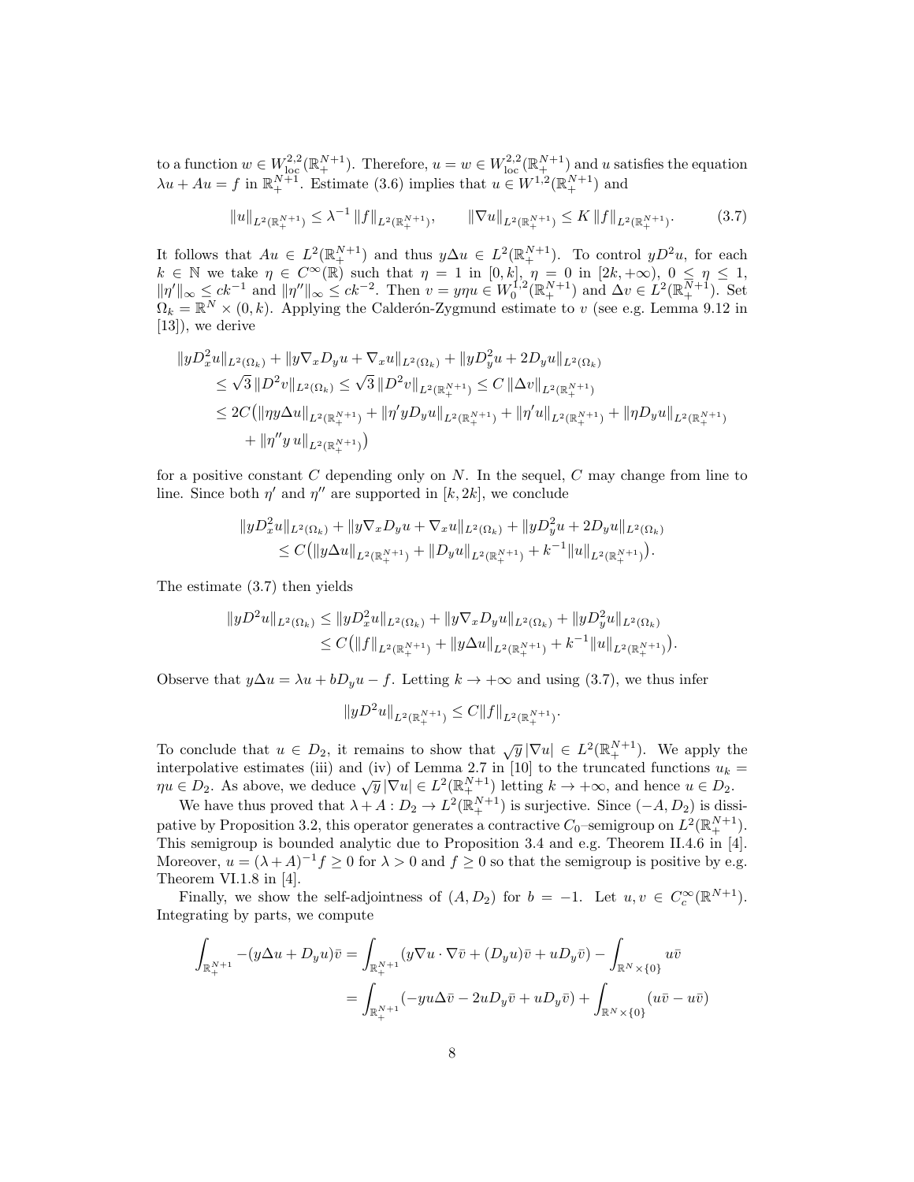to a function $w \in W^{2,2}_{\mathrm{loc}}(\mathbb{R}^{N+1}_+)$. Therefore, $u = w \in W^{2,2}_{\mathrm{loc}}(\mathbb{R}^{N+1}_+)$ and $u$ satisfies the equation $\lambda u + Au = f$ in $\mathbb{R}^{N+1}_+$. Estimate (3.6) implies that $u \in W^{1,2}(\mathbb{R}^{N+1}_+)$ and

$$\|u\|_{L^2(\mathbb{R}^{N+1}_+)} \le \lambda^{-1} \|f\|_{L^2(\mathbb{R}^{N+1}_+)}, \qquad \|\nabla u\|_{L^2(\mathbb{R}^{N+1}_+)} \le K \|f\|_{L^2(\mathbb{R}^{N+1}_+)}. \tag{3.7}$$

It follows that $Au \in L^2(\mathbb{R}^{N+1}_+)$ and thus $y\Delta u \in L^2(\mathbb{R}^{N+1}_+)$. To control $yD^2u$, for each $k \in \mathbb{N}$ we take $\eta \in C^\infty(\mathbb{R})$ such that $\eta = 1$ in $[0,k]$, $\eta = 0$ in $[2k, +\infty)$, $0 \le \eta \le 1$, $\|\eta'\|_\infty \le ck^{-1}$ and $\|\eta''\|_\infty \le ck^{-2}$. Then $v = y\eta u \in W^{1,2}_0(\mathbb{R}^{N+1}_+)$ and $\Delta v \in L^2(\mathbb{R}^{N+1}_+)$. Set $\Omega_k = \mathbb{R}^N \times (0,k)$. Applying the Calderón-Zygmund estimate to $v$ (see e.g. Lemma 9.12 in [13]), we derive

$$\begin{aligned}
&\|yD_x^2 u\|_{L^2(\Omega_k)} + \|y\nabla_x D_y u + \nabla_x u\|_{L^2(\Omega_k)} + \|yD_y^2 u + 2D_y u\|_{L^2(\Omega_k)} \\
&\quad \le \sqrt{3}\,\|D^2 v\|_{L^2(\Omega_k)} \le \sqrt{3}\,\|D^2 v\|_{L^2(\mathbb{R}^{N+1}_+)} \le C\,\|\Delta v\|_{L^2(\mathbb{R}^{N+1}_+)} \\
&\quad \le 2C\big(\|\eta y \Delta u\|_{L^2(\mathbb{R}^{N+1}_+)} + \|\eta' y D_y u\|_{L^2(\mathbb{R}^{N+1}_+)} + \|\eta' u\|_{L^2(\mathbb{R}^{N+1}_+)} + \|\eta D_y u\|_{L^2(\mathbb{R}^{N+1}_+)} \\
&\qquad + \|\eta'' y\, u\|_{L^2(\mathbb{R}^{N+1}_+)}\big)
\end{aligned}$$

for a positive constant $C$ depending only on $N$. In the sequel, $C$ may change from line to line. Since both $\eta'$ and $\eta''$ are supported in $[k, 2k]$, we conclude

$$\begin{aligned}
&\|yD_x^2 u\|_{L^2(\Omega_k)} + \|y\nabla_x D_y u + \nabla_x u\|_{L^2(\Omega_k)} + \|yD_y^2 u + 2D_y u\|_{L^2(\Omega_k)} \\
&\quad \le C\big(\|y\Delta u\|_{L^2(\mathbb{R}^{N+1}_+)} + \|D_y u\|_{L^2(\mathbb{R}^{N+1}_+)} + k^{-1}\|u\|_{L^2(\mathbb{R}^{N+1}_+)}\big).
\end{aligned}$$

The estimate (3.7) then yields

$$\begin{aligned}
\|yD^2 u\|_{L^2(\Omega_k)} &\le \|yD_x^2 u\|_{L^2(\Omega_k)} + \|y\nabla_x D_y u\|_{L^2(\Omega_k)} + \|yD_y^2 u\|_{L^2(\Omega_k)} \\
&\le C\big(\|f\|_{L^2(\mathbb{R}^{N+1}_+)} + \|y\Delta u\|_{L^2(\mathbb{R}^{N+1}_+)} + k^{-1}\|u\|_{L^2(\mathbb{R}^{N+1}_+)}\big).
\end{aligned}$$

Observe that $y\Delta u = \lambda u + bD_y u - f$. Letting $k \to +\infty$ and using (3.7), we thus infer

$$\|yD^2 u\|_{L^2(\mathbb{R}^{N+1}_+)} \le C\|f\|_{L^2(\mathbb{R}^{N+1}_+)}.$$

To conclude that $u \in D_2$, it remains to show that $\sqrt{y}\,|\nabla u| \in L^2(\mathbb{R}^{N+1}_+)$. We apply the interpolative estimates (iii) and (iv) of Lemma 2.7 in [10] to the truncated functions $u_k = \eta u \in D_2$. As above, we deduce $\sqrt{y}\,|\nabla u| \in L^2(\mathbb{R}^{N+1}_+)$ letting $k \to +\infty$, and hence $u \in D_2$.

We have thus proved that $\lambda + A : D_2 \to L^2(\mathbb{R}^{N+1}_+)$ is surjective. Since $(-A, D_2)$ is dissipative by Proposition 3.2, this operator generates a contractive $C_0$–semigroup on $L^2(\mathbb{R}^{N+1}_+)$. This semigroup is bounded analytic due to Proposition 3.4 and e.g. Theorem II.4.6 in [4]. Moreover, $u = (\lambda + A)^{-1} f \ge 0$ for $\lambda > 0$ and $f \ge 0$ so that the semigroup is positive by e.g. Theorem VI.1.8 in [4].

Finally, we show the self-adjointness of $(A, D_2)$ for $b = -1$. Let $u, v \in C_c^\infty(\mathbb{R}^{N+1})$. Integrating by parts, we compute

$$\begin{aligned}
\int_{\mathbb{R}^{N+1}_+} -(y\Delta u + D_y u)\bar{v} &= \int_{\mathbb{R}^{N+1}_+} (y\nabla u \cdot \nabla \bar{v} + (D_y u)\bar{v} + uD_y\bar{v}) - \int_{\mathbb{R}^N \times \{0\}} u\bar{v} \\
&= \int_{\mathbb{R}^{N+1}_+} (-yu\Delta\bar{v} - 2uD_y\bar{v} + uD_y\bar{v}) + \int_{\mathbb{R}^N \times \{0\}} (u\bar{v} - u\bar{v})
\end{aligned}$$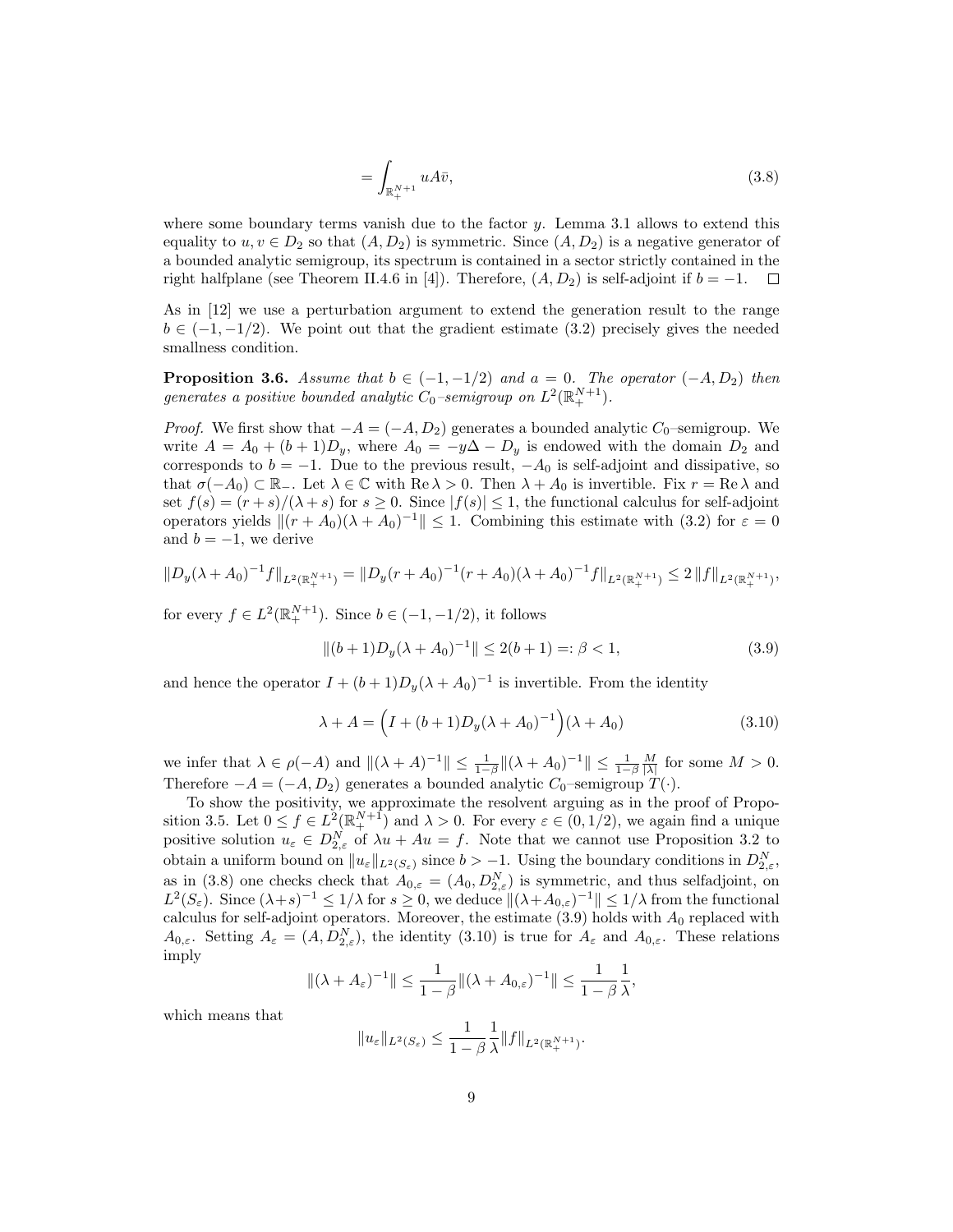$$= \int_{\mathbb{R}^{N+1}_+} uA\bar{v}, \tag{3.8}$$

where some boundary terms vanish due to the factor $y$. Lemma 3.1 allows to extend this equality to $u, v \in D_2$ so that $(A, D_2)$ is symmetric. Since $(A, D_2)$ is a negative generator of a bounded analytic semigroup, its spectrum is contained in a sector strictly contained in the right halfplane (see Theorem II.4.6 in [4]). Therefore, $(A, D_2)$ is self-adjoint if $b = -1$. $\square$

As in [12] we use a perturbation argument to extend the generation result to the range $b \in (-1, -1/2)$. We point out that the gradient estimate (3.2) precisely gives the needed smallness condition.

**Proposition 3.6.** *Assume that $b \in (-1, -1/2)$ and $a = 0$. The operator $(-A, D_2)$ then generates a positive bounded analytic $C_0$–semigroup on $L^2(\mathbb{R}^{N+1}_+)$.*

*Proof.* We first show that $-A = (-A, D_2)$ generates a bounded analytic $C_0$–semigroup. We write $A = A_0 + (b+1)D_y$, where $A_0 = -y\Delta - D_y$ is endowed with the domain $D_2$ and corresponds to $b = -1$. Due to the previous result, $-A_0$ is self-adjoint and dissipative, so that $\sigma(-A_0) \subset \mathbb{R}_-$. Let $\lambda \in \mathbb{C}$ with $\operatorname{Re}\lambda > 0$. Then $\lambda + A_0$ is invertible. Fix $r = \operatorname{Re}\lambda$ and set $f(s) = (r+s)/(\lambda+s)$ for $s \geq 0$. Since $|f(s)| \leq 1$, the functional calculus for self-adjoint operators yields $\|(r + A_0)(\lambda + A_0)^{-1}\| \leq 1$. Combining this estimate with (3.2) for $\varepsilon = 0$ and $b = -1$, we derive

$$\|D_y(\lambda + A_0)^{-1}f\|_{L^2(\mathbb{R}^{N+1}_+)} = \|D_y(r + A_0)^{-1}(r + A_0)(\lambda + A_0)^{-1}f\|_{L^2(\mathbb{R}^{N+1}_+)} \leq 2\,\|f\|_{L^2(\mathbb{R}^{N+1}_+)},$$

for every $f \in L^2(\mathbb{R}^{N+1}_+)$. Since $b \in (-1, -1/2)$, it follows

$$\|(b+1)D_y(\lambda + A_0)^{-1}\| \leq 2(b+1) =: \beta < 1, \tag{3.9}$$

and hence the operator $I + (b+1)D_y(\lambda + A_0)^{-1}$ is invertible. From the identity

$$\lambda + A = \Big(I + (b+1)D_y(\lambda + A_0)^{-1}\Big)(\lambda + A_0) \tag{3.10}$$

we infer that $\lambda \in \rho(-A)$ and $\|(\lambda + A)^{-1}\| \leq \frac{1}{1-\beta}\|(\lambda + A_0)^{-1}\| \leq \frac{1}{1-\beta}\frac{M}{|\lambda|}$ for some $M > 0$. Therefore $-A = (-A, D_2)$ generates a bounded analytic $C_0$–semigroup $T(\cdot)$.

To show the positivity, we approximate the resolvent arguing as in the proof of Proposition 3.5. Let $0 \leq f \in L^2(\mathbb{R}^{N+1}_+)$ and $\lambda > 0$. For every $\varepsilon \in (0, 1/2)$, we again find a unique positive solution $u_\varepsilon \in D^N_{2,\varepsilon}$ of $\lambda u + Au = f$. Note that we cannot use Proposition 3.2 to obtain a uniform bound on $\|u_\varepsilon\|_{L^2(S_\varepsilon)}$ since $b > -1$. Using the boundary conditions in $D^N_{2,\varepsilon}$, as in (3.8) one checks check that $A_{0,\varepsilon} = (A_0, D^N_{2,\varepsilon})$ is symmetric, and thus selfadjoint, on $L^2(S_\varepsilon)$. Since $(\lambda+s)^{-1} \leq 1/\lambda$ for $s \geq 0$, we deduce $\|(\lambda + A_{0,\varepsilon})^{-1}\| \leq 1/\lambda$ from the functional calculus for self-adjoint operators. Moreover, the estimate (3.9) holds with $A_0$ replaced with $A_{0,\varepsilon}$. Setting $A_\varepsilon = (A, D^N_{2,\varepsilon})$, the identity (3.10) is true for $A_\varepsilon$ and $A_{0,\varepsilon}$. These relations imply

$$\|(\lambda + A_\varepsilon)^{-1}\| \leq \frac{1}{1-\beta}\|(\lambda + A_{0,\varepsilon})^{-1}\| \leq \frac{1}{1-\beta}\frac{1}{\lambda},$$

which means that

$$\|u_\varepsilon\|_{L^2(S_\varepsilon)} \leq \frac{1}{1-\beta}\frac{1}{\lambda}\|f\|_{L^2(\mathbb{R}^{N+1}_+)}.$$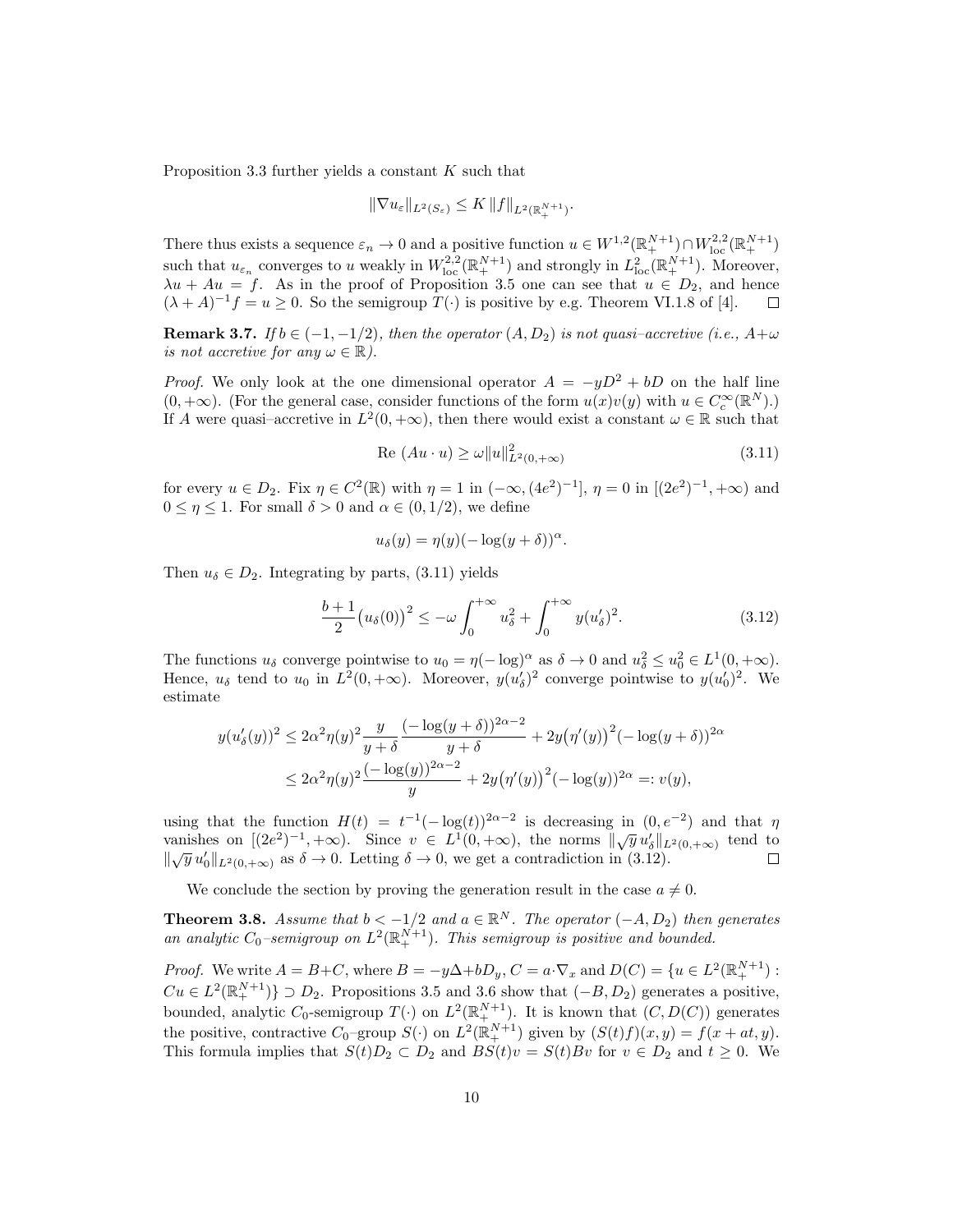Proposition 3.3 further yields a constant $K$ such that

$$\|\nabla u_\varepsilon\|_{L^2(S_\varepsilon)} \le K\,\|f\|_{L^2(\mathbb{R}^{N+1}_+)}.$$

There thus exists a sequence $\varepsilon_n \to 0$ and a positive function $u \in W^{1,2}(\mathbb{R}^{N+1}_+) \cap W^{2,2}_{\rm loc}(\mathbb{R}^{N+1}_+)$ such that $u_{\varepsilon_n}$ converges to $u$ weakly in $W^{2,2}_{\rm loc}(\mathbb{R}^{N+1}_+)$ and strongly in $L^2_{\rm loc}(\mathbb{R}^{N+1}_+)$. Moreover, $\lambda u + Au = f$. As in the proof of Proposition 3.5 one can see that $u \in D_2$, and hence $(\lambda + A)^{-1} f = u \ge 0$. So the semigroup $T(\cdot)$ is positive by e.g. Theorem VI.1.8 of [4]. $\square$

**Remark 3.7.** *If $b \in (-1, -1/2)$, then the operator $(A, D_2)$ is not quasi–accretive (i.e., $A+\omega$ is not accretive for any $\omega \in \mathbb{R}$).*

*Proof.* We only look at the one dimensional operator $A = -yD^2 + bD$ on the half line $(0, +\infty)$. (For the general case, consider functions of the form $u(x)v(y)$ with $u \in C_c^\infty(\mathbb{R}^N)$.) If $A$ were quasi–accretive in $L^2(0, +\infty)$, then there would exist a constant $\omega \in \mathbb{R}$ such that

$$\text{Re } (Au \cdot u) \ge \omega \|u\|^2_{L^2(0,+\infty)} \tag{3.11}$$

for every $u \in D_2$. Fix $\eta \in C^2(\mathbb{R})$ with $\eta = 1$ in $(-\infty, (4e^2)^{-1}]$, $\eta = 0$ in $[(2e^2)^{-1}, +\infty)$ and $0 \le \eta \le 1$. For small $\delta > 0$ and $\alpha \in (0, 1/2)$, we define

$$u_\delta(y) = \eta(y)(-\log(y+\delta))^\alpha.$$

Then $u_\delta \in D_2$. Integrating by parts, (3.11) yields

$$\frac{b+1}{2}\big(u_\delta(0)\big)^2 \le -\omega \int_0^{+\infty} u_\delta^2 + \int_0^{+\infty} y(u_\delta')^2. \tag{3.12}$$

The functions $u_\delta$ converge pointwise to $u_0 = \eta(-\log)^\alpha$ as $\delta \to 0$ and $u_\delta^2 \le u_0^2 \in L^1(0, +\infty)$. Hence, $u_\delta$ tend to $u_0$ in $L^2(0, +\infty)$. Moreover, $y(u_\delta')^2$ converge pointwise to $y(u_0')^2$. We estimate

$$\begin{aligned}
y(u_\delta'(y))^2 &\le 2\alpha^2 \eta(y)^2 \frac{y}{y+\delta} \frac{(-\log(y+\delta))^{2\alpha-2}}{y+\delta} + 2y\big(\eta'(y)\big)^2(-\log(y+\delta))^{2\alpha} \\
&\le 2\alpha^2 \eta(y)^2 \frac{(-\log(y))^{2\alpha-2}}{y} + 2y\big(\eta'(y)\big)^2(-\log(y))^{2\alpha} =: v(y),
\end{aligned}$$

using that the function $H(t) = t^{-1}(-\log(t))^{2\alpha-2}$ is decreasing in $(0, e^{-2})$ and that $\eta$ vanishes on $[(2e^2)^{-1}, +\infty)$. Since $v \in L^1(0, +\infty)$, the norms $\|\sqrt{y}\,u_\delta'\|_{L^2(0,+\infty)}$ tend to $\|\sqrt{y}\,u_0'\|_{L^2(0,+\infty)}$ as $\delta \to 0$. Letting $\delta \to 0$, we get a contradiction in (3.12). $\square$

We conclude the section by proving the generation result in the case $a \ne 0$.

**Theorem 3.8.** *Assume that $b < -1/2$ and $a \in \mathbb{R}^N$. The operator $(-A, D_2)$ then generates an analytic $C_0$–semigroup on $L^2(\mathbb{R}^{N+1}_+)$. This semigroup is positive and bounded.*

*Proof.* We write $A = B + C$, where $B = -y\Delta + bD_y$, $C = a \cdot \nabla_x$ and $D(C) = \{u \in L^2(\mathbb{R}^{N+1}_+) : Cu \in L^2(\mathbb{R}^{N+1}_+)\} \supset D_2$. Propositions 3.5 and 3.6 show that $(-B, D_2)$ generates a positive, bounded, analytic $C_0$-semigroup $T(\cdot)$ on $L^2(\mathbb{R}^{N+1}_+)$. It is known that $(C, D(C))$ generates the positive, contractive $C_0$–group $S(\cdot)$ on $L^2(\mathbb{R}^{N+1}_+)$ given by $(S(t)f)(x, y) = f(x + at, y)$. This formula implies that $S(t)D_2 \subset D_2$ and $BS(t)v = S(t)Bv$ for $v \in D_2$ and $t \ge 0$. We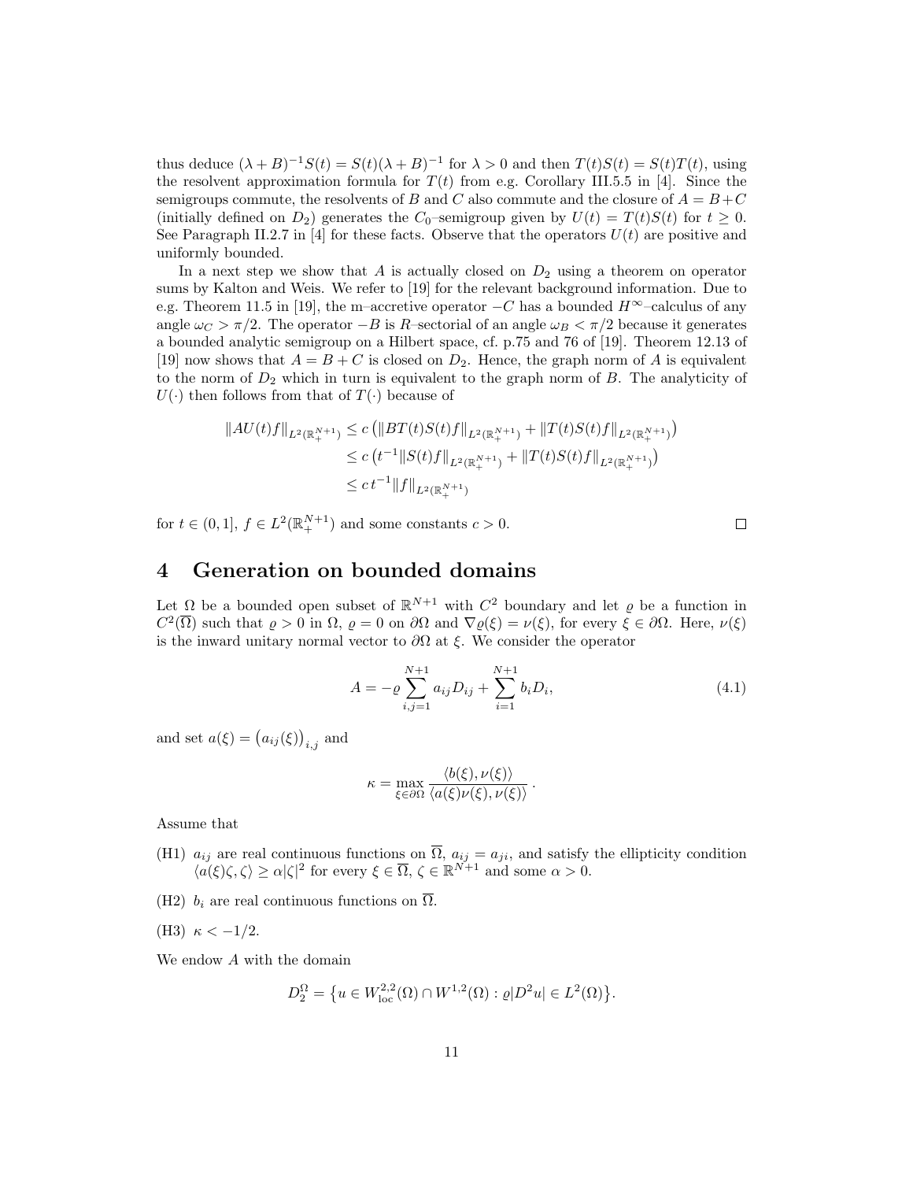thus deduce $(\lambda + B)^{-1}S(t) = S(t)(\lambda + B)^{-1}$ for $\lambda > 0$ and then $T(t)S(t) = S(t)T(t)$, using the resolvent approximation formula for $T(t)$ from e.g. Corollary III.5.5 in [4]. Since the semigroups commute, the resolvents of $B$ and $C$ also commute and the closure of $A = B + C$ (initially defined on $D_2$) generates the $C_0$–semigroup given by $U(t) = T(t)S(t)$ for $t \geq 0$. See Paragraph II.2.7 in [4] for these facts. Observe that the operators $U(t)$ are positive and uniformly bounded.

In a next step we show that $A$ is actually closed on $D_2$ using a theorem on operator sums by Kalton and Weis. We refer to [19] for the relevant background information. Due to e.g. Theorem 11.5 in [19], the m–accretive operator $-C$ has a bounded $H^\infty$–calculus of any angle $\omega_C > \pi/2$. The operator $-B$ is $R$–sectorial of an angle $\omega_B < \pi/2$ because it generates a bounded analytic semigroup on a Hilbert space, cf. p.75 and 76 of [19]. Theorem 12.13 of [19] now shows that $A = B + C$ is closed on $D_2$. Hence, the graph norm of $A$ is equivalent to the norm of $D_2$ which in turn is equivalent to the graph norm of $B$. The analyticity of $U(\cdot)$ then follows from that of $T(\cdot)$ because of

$$
\begin{aligned}
\|AU(t)f\|_{L^2(\mathbb{R}^{N+1}_+)} &\leq c\left(\|BT(t)S(t)f\|_{L^2(\mathbb{R}^{N+1}_+)} + \|T(t)S(t)f\|_{L^2(\mathbb{R}^{N+1}_+)}\right) \\
&\leq c\left(t^{-1}\|S(t)f\|_{L^2(\mathbb{R}^{N+1}_+)} + \|T(t)S(t)f\|_{L^2(\mathbb{R}^{N+1}_+)}\right) \\
&\leq c\, t^{-1}\|f\|_{L^2(\mathbb{R}^{N+1}_+)}
\end{aligned}
$$

for $t \in (0, 1]$, $f \in L^2(\mathbb{R}^{N+1}_+)$ and some constants $c > 0$. □

# 4 Generation on bounded domains

Let $\Omega$ be a bounded open subset of $\mathbb{R}^{N+1}$ with $C^2$ boundary and let $\varrho$ be a function in $C^2(\overline{\Omega})$ such that $\varrho > 0$ in $\Omega$, $\varrho = 0$ on $\partial\Omega$ and $\nabla\varrho(\xi) = \nu(\xi)$, for every $\xi \in \partial\Omega$. Here, $\nu(\xi)$ is the inward unitary normal vector to $\partial\Omega$ at $\xi$. We consider the operator

$$
A = -\varrho \sum_{i,j=1}^{N+1} a_{ij} D_{ij} + \sum_{i=1}^{N+1} b_i D_i, \tag{4.1}
$$

and set $a(\xi) = \big(a_{ij}(\xi)\big)_{i,j}$ and

$$
\kappa = \max_{\xi \in \partial\Omega} \frac{\langle b(\xi), \nu(\xi)\rangle}{\langle a(\xi)\nu(\xi), \nu(\xi)\rangle}\,.
$$

Assume that

(H1) $a_{ij}$ are real continuous functions on $\overline{\Omega}$, $a_{ij} = a_{ji}$, and satisfy the ellipticity condition $\langle a(\xi)\zeta, \zeta\rangle \geq \alpha|\zeta|^2$ for every $\xi \in \overline{\Omega}$, $\zeta \in \mathbb{R}^{N+1}$ and some $\alpha > 0$.

(H2) $b_i$ are real continuous functions on $\overline{\Omega}$.

(H3) $\kappa < -1/2$.

We endow $A$ with the domain

$$
D_2^\Omega = \left\{u \in W^{2,2}_{\mathrm{loc}}(\Omega) \cap W^{1,2}(\Omega) : \varrho|D^2u| \in L^2(\Omega)\right\}.
$$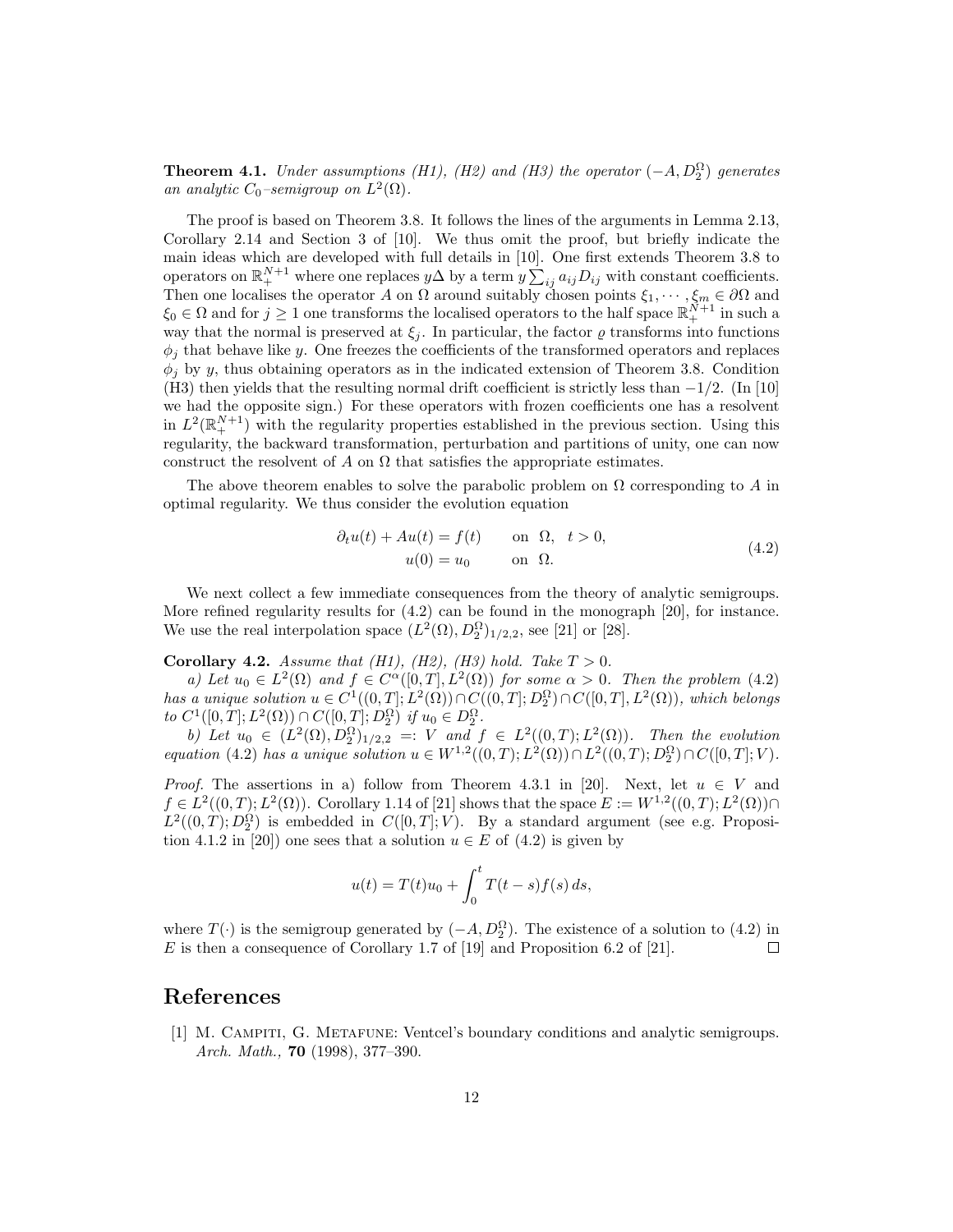**Theorem 4.1.** *Under assumptions (H1), (H2) and (H3) the operator $(-A, D_2^\Omega)$ generates an analytic $C_0$–semigroup on $L^2(\Omega)$.*

The proof is based on Theorem 3.8. It follows the lines of the arguments in Lemma 2.13, Corollary 2.14 and Section 3 of [10]. We thus omit the proof, but briefly indicate the main ideas which are developed with full details in [10]. One first extends Theorem 3.8 to operators on $\mathbb{R}_+^{N+1}$ where one replaces $y\Delta$ by a term $y\sum_{ij} a_{ij}D_{ij}$ with constant coefficients. Then one localises the operator $A$ on $\Omega$ around suitably chosen points $\xi_1, \cdots, \xi_m \in \partial\Omega$ and $\xi_0 \in \Omega$ and for $j \geq 1$ one transforms the localised operators to the half space $\mathbb{R}_+^{N+1}$ in such a way that the normal is preserved at $\xi_j$. In particular, the factor $\varrho$ transforms into functions $\phi_j$ that behave like $y$. One freezes the coefficients of the transformed operators and replaces $\phi_j$ by $y$, thus obtaining operators as in the indicated extension of Theorem 3.8. Condition (H3) then yields that the resulting normal drift coefficient is strictly less than $-1/2$. (In [10] we had the opposite sign.) For these operators with frozen coefficients one has a resolvent in $L^2(\mathbb{R}_+^{N+1})$ with the regularity properties established in the previous section. Using this regularity, the backward transformation, perturbation and partitions of unity, one can now construct the resolvent of $A$ on $\Omega$ that satisfies the appropriate estimates.

The above theorem enables to solve the parabolic problem on $\Omega$ corresponding to $A$ in optimal regularity. We thus consider the evolution equation

$$
\begin{aligned}
\partial_t u(t) + Au(t) &= f(t) \qquad \text{on } \Omega, \quad t > 0, \\
u(0) &= u_0 \qquad \text{on } \Omega.
\end{aligned}
\tag{4.2}
$$

We next collect a few immediate consequences from the theory of analytic semigroups. More refined regularity results for (4.2) can be found in the monograph [20], for instance. We use the real interpolation space $(L^2(\Omega), D_2^\Omega)_{1/2,2}$, see [21] or [28].

**Corollary 4.2.** *Assume that (H1), (H2), (H3) hold. Take $T > 0$.*

*a) Let $u_0 \in L^2(\Omega)$ and $f \in C^\alpha([0,T], L^2(\Omega))$ for some $\alpha > 0$. Then the problem (4.2) has a unique solution $u \in C^1((0,T]; L^2(\Omega)) \cap C((0,T]; D_2^\Omega) \cap C([0,T], L^2(\Omega))$, which belongs to $C^1([0,T]; L^2(\Omega)) \cap C([0,T]; D_2^\Omega)$ if $u_0 \in D_2^\Omega$.*

*b) Let $u_0 \in (L^2(\Omega), D_2^\Omega)_{1/2,2} =: V$ and $f \in L^2((0,T); L^2(\Omega))$. Then the evolution equation (4.2) has a unique solution $u \in W^{1,2}((0,T); L^2(\Omega)) \cap L^2((0,T); D_2^\Omega) \cap C([0,T]; V)$.*

*Proof.* The assertions in a) follow from Theorem 4.3.1 in [20]. Next, let $u \in V$ and $f \in L^2((0,T); L^2(\Omega))$. Corollary 1.14 of [21] shows that the space $E := W^{1,2}((0,T); L^2(\Omega)) \cap L^2((0,T); D_2^\Omega)$ is embedded in $C([0,T]; V)$. By a standard argument (see e.g. Proposition 4.1.2 in [20]) one sees that a solution $u \in E$ of (4.2) is given by

$$
u(t) = T(t)u_0 + \int_0^t T(t-s)f(s)\,ds,
$$

where $T(\cdot)$ is the semigroup generated by $(-A, D_2^\Omega)$. The existence of a solution to (4.2) in $E$ is then a consequence of Corollary 1.7 of [19] and Proposition 6.2 of [21]. □

# References

[1] M. Campiti, G. Metafune: Ventcel's boundary conditions and analytic semigroups. *Arch. Math.,* **70** (1998), 377–390.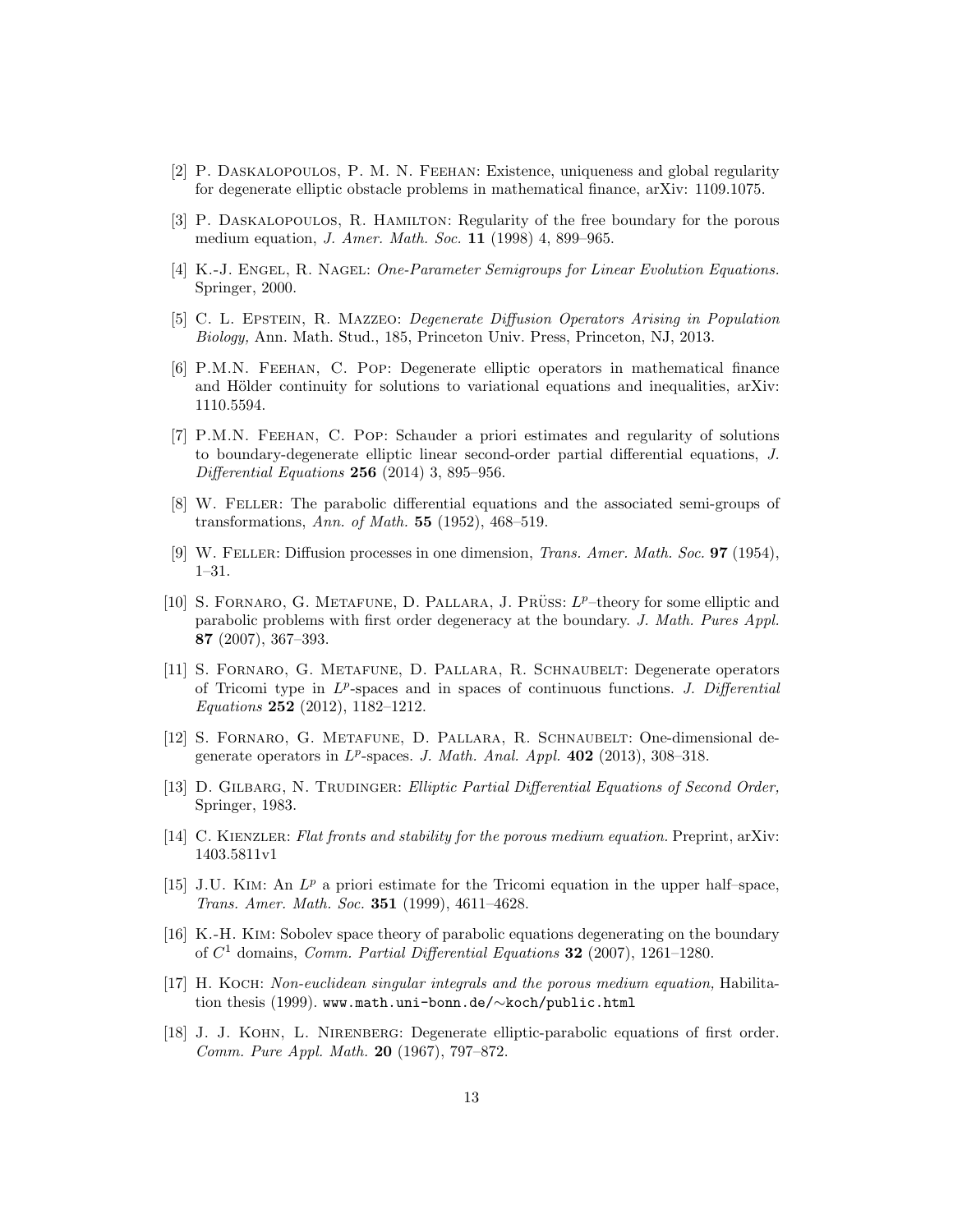[2] P. Daskalopoulos, P. M. N. Feehan: Existence, uniqueness and global regularity for degenerate elliptic obstacle problems in mathematical finance, arXiv: 1109.1075.

[3] P. Daskalopoulos, R. Hamilton: Regularity of the free boundary for the porous medium equation, *J. Amer. Math. Soc.* **11** (1998) 4, 899–965.

[4] K.-J. Engel, R. Nagel: *One-Parameter Semigroups for Linear Evolution Equations.* Springer, 2000.

[5] C. L. Epstein, R. Mazzeo: *Degenerate Diffusion Operators Arising in Population Biology,* Ann. Math. Stud., 185, Princeton Univ. Press, Princeton, NJ, 2013.

[6] P.M.N. Feehan, C. Pop: Degenerate elliptic operators in mathematical finance and Hölder continuity for solutions to variational equations and inequalities, arXiv: 1110.5594.

[7] P.M.N. Feehan, C. Pop: Schauder a priori estimates and regularity of solutions to boundary-degenerate elliptic linear second-order partial differential equations, *J. Differential Equations* **256** (2014) 3, 895–956.

[8] W. Feller: The parabolic differential equations and the associated semi-groups of transformations, *Ann. of Math.* **55** (1952), 468–519.

[9] W. Feller: Diffusion processes in one dimension, *Trans. Amer. Math. Soc.* **97** (1954), 1–31.

[10] S. Fornaro, G. Metafune, D. Pallara, J. Prüss: $L^p$–theory for some elliptic and parabolic problems with first order degeneracy at the boundary. *J. Math. Pures Appl.* **87** (2007), 367–393.

[11] S. Fornaro, G. Metafune, D. Pallara, R. Schnaubelt: Degenerate operators of Tricomi type in $L^p$-spaces and in spaces of continuous functions. *J. Differential Equations* **252** (2012), 1182–1212.

[12] S. Fornaro, G. Metafune, D. Pallara, R. Schnaubelt: One-dimensional degenerate operators in $L^p$-spaces. *J. Math. Anal. Appl.* **402** (2013), 308–318.

[13] D. Gilbarg, N. Trudinger: *Elliptic Partial Differential Equations of Second Order,* Springer, 1983.

[14] C. Kienzler: *Flat fronts and stability for the porous medium equation.* Preprint, arXiv: 1403.5811v1

[15] J.U. Kim: An $L^p$ a priori estimate for the Tricomi equation in the upper half–space, *Trans. Amer. Math. Soc.* **351** (1999), 4611–4628.

[16] K.-H. Kim: Sobolev space theory of parabolic equations degenerating on the boundary of $C^1$ domains, *Comm. Partial Differential Equations* **32** (2007), 1261–1280.

[17] H. Koch: *Non-euclidean singular integrals and the porous medium equation,* Habilitation thesis (1999). `www.math.uni-bonn.de/∼koch/public.html`

[18] J. J. Kohn, L. Nirenberg: Degenerate elliptic-parabolic equations of first order. *Comm. Pure Appl. Math.* **20** (1967), 797–872.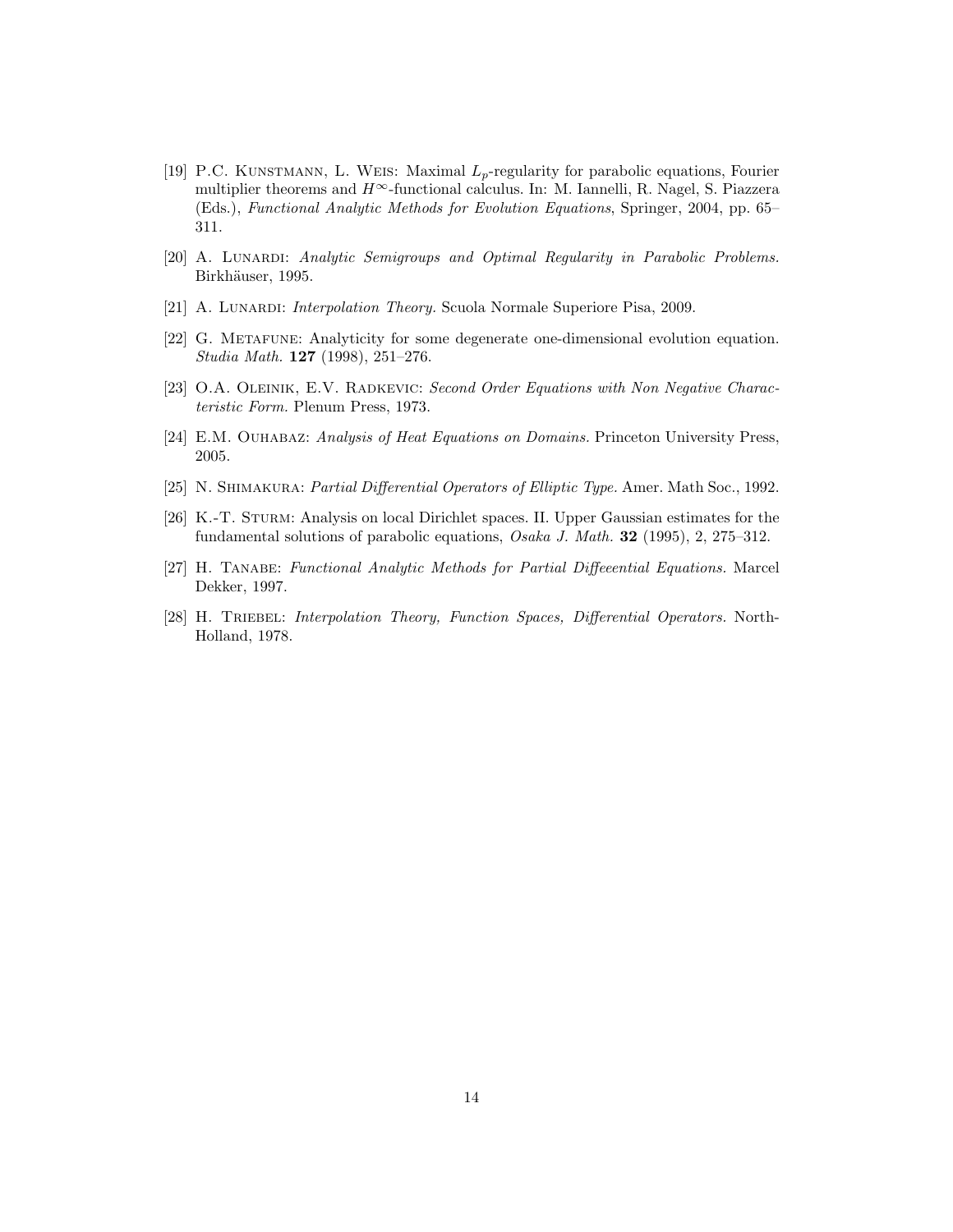[19] P.C. Kunstmann, L. Weis: Maximal $L_p$-regularity for parabolic equations, Fourier multiplier theorems and $H^\infty$-functional calculus. In: M. Iannelli, R. Nagel, S. Piazzera (Eds.), *Functional Analytic Methods for Evolution Equations*, Springer, 2004, pp. 65–311.

[20] A. Lunardi: *Analytic Semigroups and Optimal Regularity in Parabolic Problems.* Birkhäuser, 1995.

[21] A. Lunardi: *Interpolation Theory.* Scuola Normale Superiore Pisa, 2009.

[22] G. Metafune: Analyticity for some degenerate one-dimensional evolution equation. *Studia Math.* **127** (1998), 251–276.

[23] O.A. Oleinik, E.V. Radkevic: *Second Order Equations with Non Negative Characteristic Form.* Plenum Press, 1973.

[24] E.M. Ouhabaz: *Analysis of Heat Equations on Domains.* Princeton University Press, 2005.

[25] N. Shimakura: *Partial Differential Operators of Elliptic Type.* Amer. Math Soc., 1992.

[26] K.-T. Sturm: Analysis on local Dirichlet spaces. II. Upper Gaussian estimates for the fundamental solutions of parabolic equations, *Osaka J. Math.* **32** (1995), 2, 275–312.

[27] H. Tanabe: *Functional Analytic Methods for Partial Diffeeential Equations.* Marcel Dekker, 1997.

[28] H. Triebel: *Interpolation Theory, Function Spaces, Differential Operators.* North-Holland, 1978.